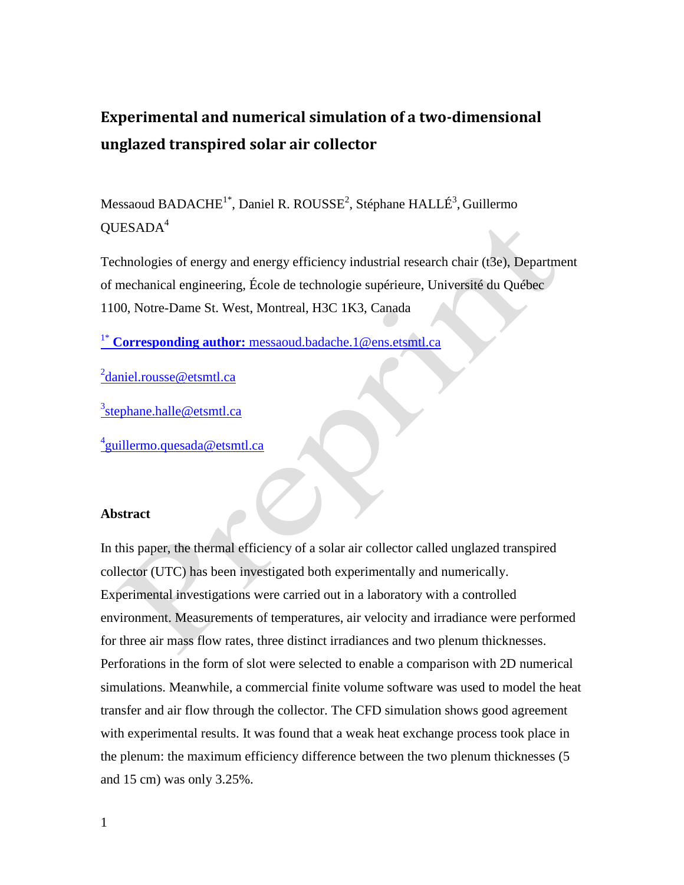# Experimental and numerical simulation of a two-dimensional unglazed transpired solar air collector

Messaoud BADACHE[1*], Daniel R. ROUSSE[2], Stéphane HALLÉ[3], Guillermo QUESADA[4]

Technologies of energy and energy efficiency industrial research chair (t3e), Department of mechanical engineering, École de technologie supérieure, Université du Québec 1100, Notre-Dame St. West, Montreal, H3C 1K3, Canada

[1*] **Corresponding author:** messaoud.badache.1@ens.etsmtl.ca

[2]daniel.rousse@etsmtl.ca

[3]stephane.halle@etsmtl.ca

[4]guillermo.quesada@etsmtl.ca

## Abstract

In this paper, the thermal efficiency of a solar air collector called unglazed transpired collector (UTC) has been investigated both experimentally and numerically. Experimental investigations were carried out in a laboratory with a controlled environment. Measurements of temperatures, air velocity and irradiance were performed for three air mass flow rates, three distinct irradiances and two plenum thicknesses. Perforations in the form of slot were selected to enable a comparison with 2D numerical simulations. Meanwhile, a commercial finite volume software was used to model the heat transfer and air flow through the collector. The CFD simulation shows good agreement with experimental results. It was found that a weak heat exchange process took place in the plenum: the maximum efficiency difference between the two plenum thicknesses (5 and 15 cm) was only 3.25%.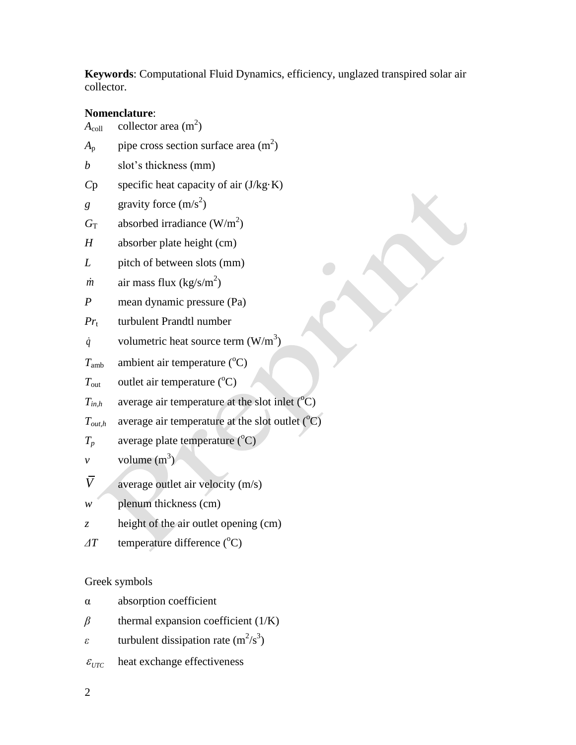**Keywords**: Computational Fluid Dynamics, efficiency, unglazed transpired solar air collector.

**Nomenclature**:

$A_{\text{coll}}$ collector area (m$^2$)

$A_{\text{p}}$ pipe cross section surface area (m$^2$)

$b$ slot's thickness (mm)

$C\text{p}$ specific heat capacity of air (J/kg·K)

$g$ gravity force (m/s$^2$)

$G_{\text{T}}$ absorbed irradiance (W/m$^2$)

$H$ absorber plate height (cm)

$L$ pitch of between slots (mm)

$\dot{m}$ air mass flux (kg/s/m$^2$)

$P$ mean dynamic pressure (Pa)

$Pr_{\text{t}}$ turbulent Prandtl number

$\dot{q}$ volumetric heat source term (W/m$^3$)

$T_{\text{amb}}$ ambient air temperature ($^{\text{o}}$C)

$T_{\text{out}}$ outlet air temperature ($^{\text{o}}$C)

$T_{in,h}$ average air temperature at the slot inlet ($^{\text{o}}$C)

$T_{out,h}$ average air temperature at the slot outlet ($^{\text{o}}$C)

$T_p$ average plate temperature ($^{\text{o}}$C)

$v$ volume (m$^3$)

$\overline{V}$ average outlet air velocity (m/s)

$w$ plenum thickness (cm)

$z$ height of the air outlet opening (cm)

$\Delta T$ temperature difference ($^{\text{o}}$C)

Greek symbols

$\alpha$ absorption coefficient

$\beta$ thermal expansion coefficient (1/K)

$\varepsilon$ turbulent dissipation rate (m$^2$/s$^3$)

$\varepsilon_{UTC}$ heat exchange effectiveness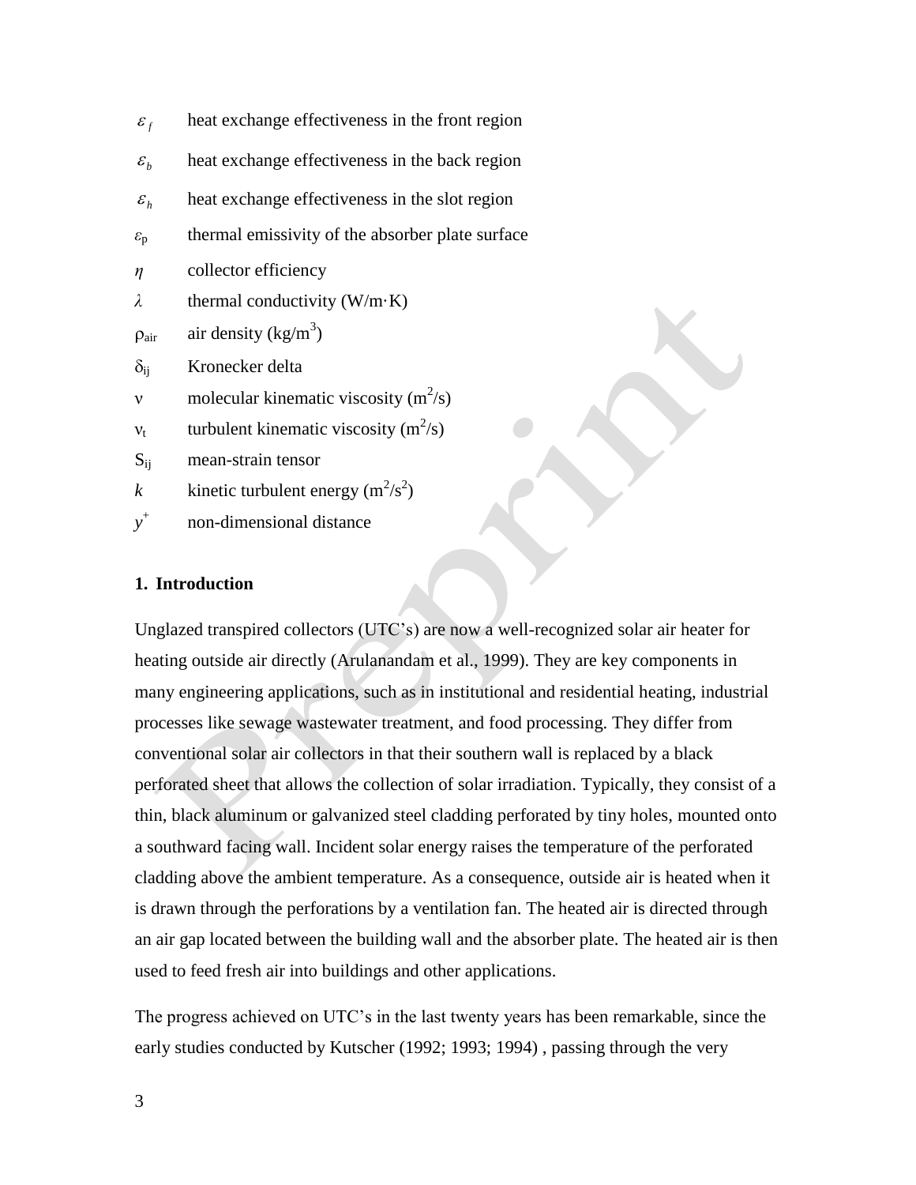$\varepsilon_f$ heat exchange effectiveness in the front region

$\varepsilon_b$ heat exchange effectiveness in the back region

$\varepsilon_h$ heat exchange effectiveness in the slot region

$\varepsilon_p$ thermal emissivity of the absorber plate surface

$\eta$ collector efficiency

$\lambda$ thermal conductivity (W/m·K)

$\rho_{air}$ air density (kg/m$^3$)

$\delta_{ij}$ Kronecker delta

$\nu$ molecular kinematic viscosity (m$^2$/s)

$\nu_t$ turbulent kinematic viscosity (m$^2$/s)

$S_{ij}$ mean-strain tensor

$k$ kinetic turbulent energy (m$^2$/s$^2$)

$y^+$ non-dimensional distance

## 1. Introduction

Unglazed transpired collectors (UTC's) are now a well-recognized solar air heater for heating outside air directly (Arulanandam et al., 1999). They are key components in many engineering applications, such as in institutional and residential heating, industrial processes like sewage wastewater treatment, and food processing. They differ from conventional solar air collectors in that their southern wall is replaced by a black perforated sheet that allows the collection of solar irradiation. Typically, they consist of a thin, black aluminum or galvanized steel cladding perforated by tiny holes, mounted onto a southward facing wall. Incident solar energy raises the temperature of the perforated cladding above the ambient temperature. As a consequence, outside air is heated when it is drawn through the perforations by a ventilation fan. The heated air is directed through an air gap located between the building wall and the absorber plate. The heated air is then used to feed fresh air into buildings and other applications.

The progress achieved on UTC's in the last twenty years has been remarkable, since the early studies conducted by Kutscher (1992; 1993; 1994) , passing through the very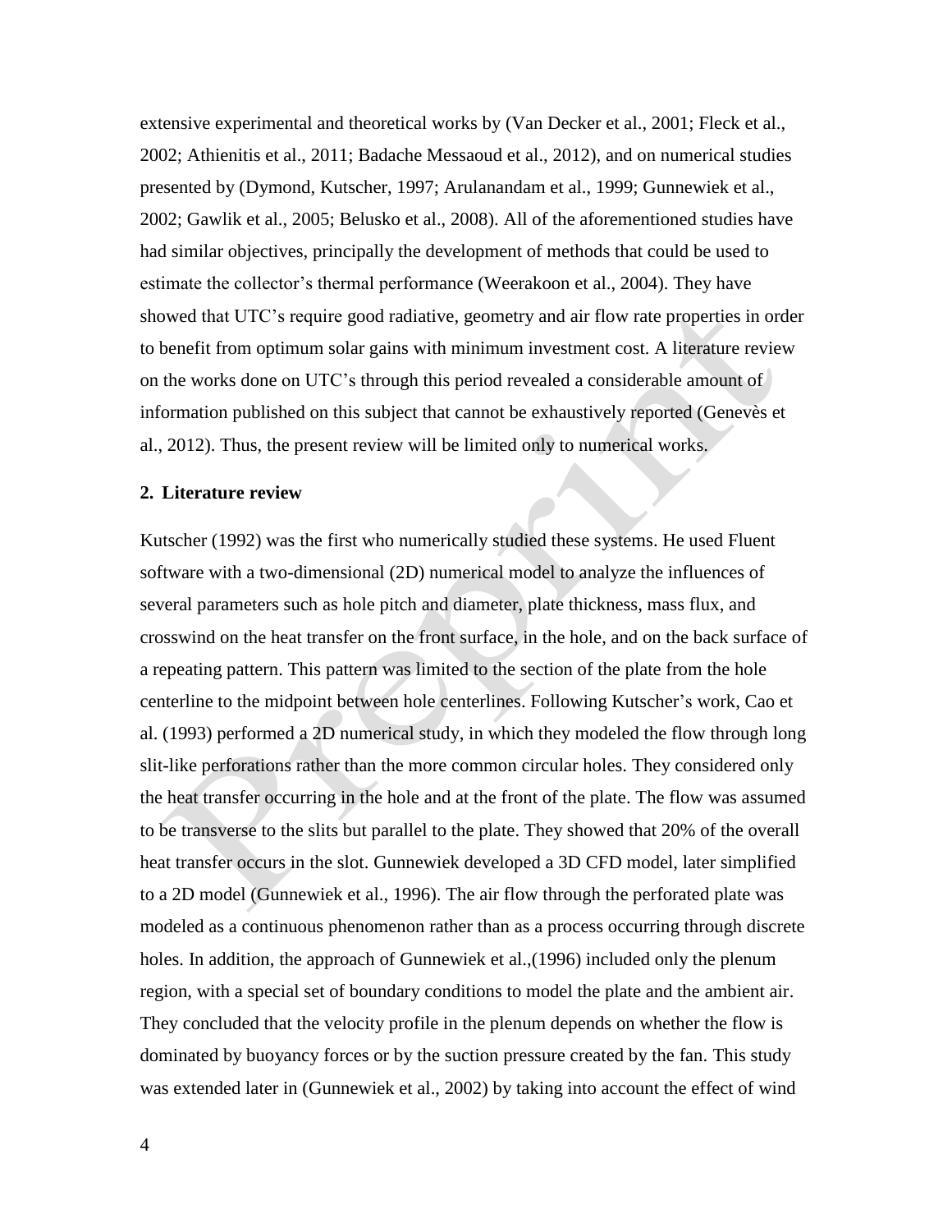extensive experimental and theoretical works by (Van Decker et al., 2001; Fleck et al., 2002; Athienitis et al., 2011; Badache Messaoud et al., 2012), and on numerical studies presented by (Dymond, Kutscher, 1997; Arulanandam et al., 1999; Gunnewiek et al., 2002; Gawlik et al., 2005; Belusko et al., 2008). All of the aforementioned studies have had similar objectives, principally the development of methods that could be used to estimate the collector's thermal performance (Weerakoon et al., 2004). They have showed that UTC's require good radiative, geometry and air flow rate properties in order to benefit from optimum solar gains with minimum investment cost. A literature review on the works done on UTC's through this period revealed a considerable amount of information published on this subject that cannot be exhaustively reported (Genevès et al., 2012). Thus, the present review will be limited only to numerical works.

## 2. Literature review

Kutscher (1992) was the first who numerically studied these systems. He used Fluent software with a two-dimensional (2D) numerical model to analyze the influences of several parameters such as hole pitch and diameter, plate thickness, mass flux, and crosswind on the heat transfer on the front surface, in the hole, and on the back surface of a repeating pattern. This pattern was limited to the section of the plate from the hole centerline to the midpoint between hole centerlines. Following Kutscher's work, Cao et al. (1993) performed a 2D numerical study, in which they modeled the flow through long slit-like perforations rather than the more common circular holes. They considered only the heat transfer occurring in the hole and at the front of the plate. The flow was assumed to be transverse to the slits but parallel to the plate. They showed that 20% of the overall heat transfer occurs in the slot. Gunnewiek developed a 3D CFD model, later simplified to a 2D model (Gunnewiek et al., 1996). The air flow through the perforated plate was modeled as a continuous phenomenon rather than as a process occurring through discrete holes. In addition, the approach of Gunnewiek et al.,(1996) included only the plenum region, with a special set of boundary conditions to model the plate and the ambient air. They concluded that the velocity profile in the plenum depends on whether the flow is dominated by buoyancy forces or by the suction pressure created by the fan. This study was extended later in (Gunnewiek et al., 2002) by taking into account the effect of wind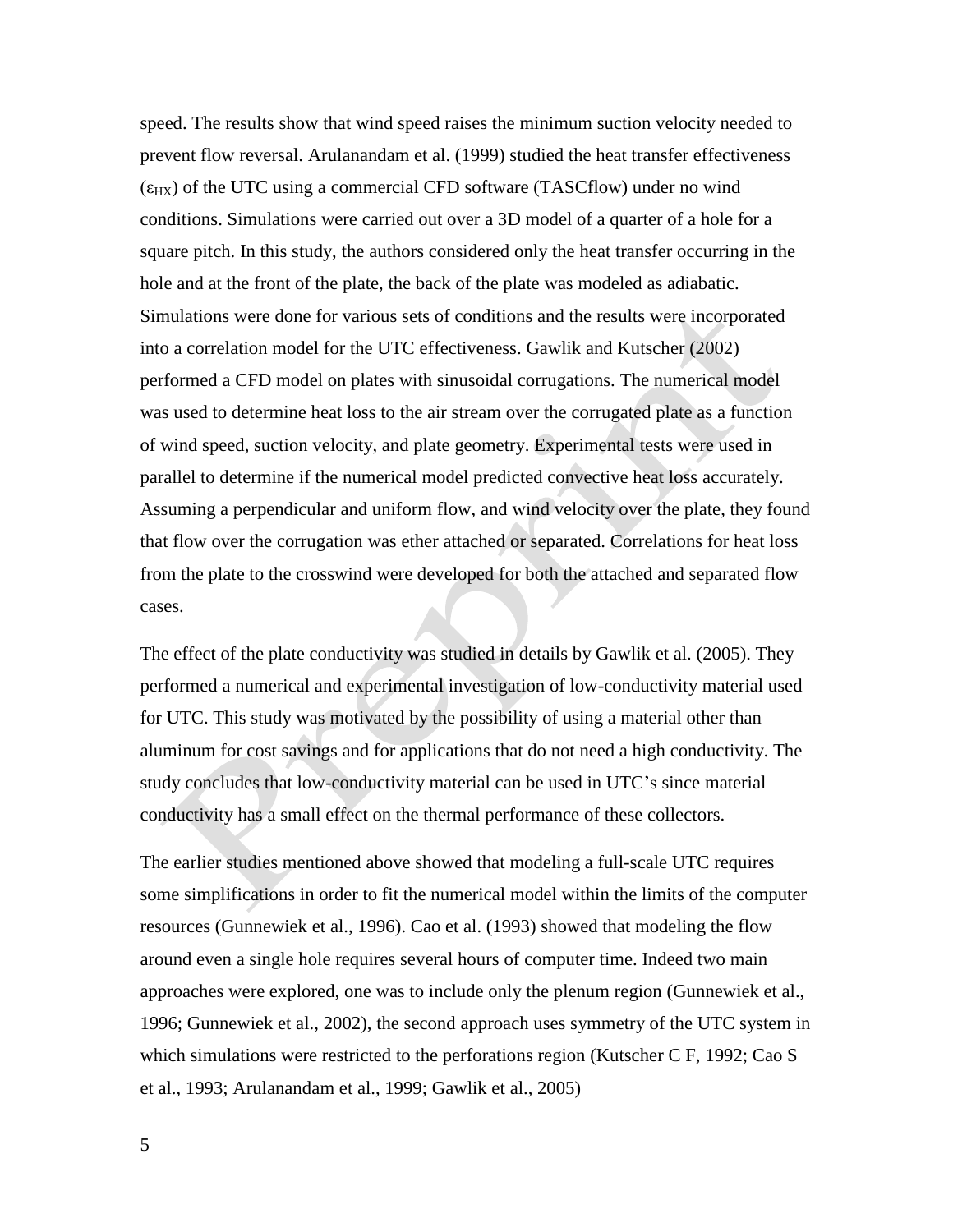speed. The results show that wind speed raises the minimum suction velocity needed to prevent flow reversal. Arulanandam et al. (1999) studied the heat transfer effectiveness ($\varepsilon_{HX}$) of the UTC using a commercial CFD software (TASCflow) under no wind conditions. Simulations were carried out over a 3D model of a quarter of a hole for a square pitch. In this study, the authors considered only the heat transfer occurring in the hole and at the front of the plate, the back of the plate was modeled as adiabatic. Simulations were done for various sets of conditions and the results were incorporated into a correlation model for the UTC effectiveness. Gawlik and Kutscher (2002) performed a CFD model on plates with sinusoidal corrugations. The numerical model was used to determine heat loss to the air stream over the corrugated plate as a function of wind speed, suction velocity, and plate geometry. Experimental tests were used in parallel to determine if the numerical model predicted convective heat loss accurately. Assuming a perpendicular and uniform flow, and wind velocity over the plate, they found that flow over the corrugation was ether attached or separated. Correlations for heat loss from the plate to the crosswind were developed for both the attached and separated flow cases.

The effect of the plate conductivity was studied in details by Gawlik et al. (2005). They performed a numerical and experimental investigation of low-conductivity material used for UTC. This study was motivated by the possibility of using a material other than aluminum for cost savings and for applications that do not need a high conductivity. The study concludes that low-conductivity material can be used in UTC's since material conductivity has a small effect on the thermal performance of these collectors.

The earlier studies mentioned above showed that modeling a full-scale UTC requires some simplifications in order to fit the numerical model within the limits of the computer resources (Gunnewiek et al., 1996). Cao et al. (1993) showed that modeling the flow around even a single hole requires several hours of computer time. Indeed two main approaches were explored, one was to include only the plenum region (Gunnewiek et al., 1996; Gunnewiek et al., 2002), the second approach uses symmetry of the UTC system in which simulations were restricted to the perforations region (Kutscher C F, 1992; Cao S et al., 1993; Arulanandam et al., 1999; Gawlik et al., 2005)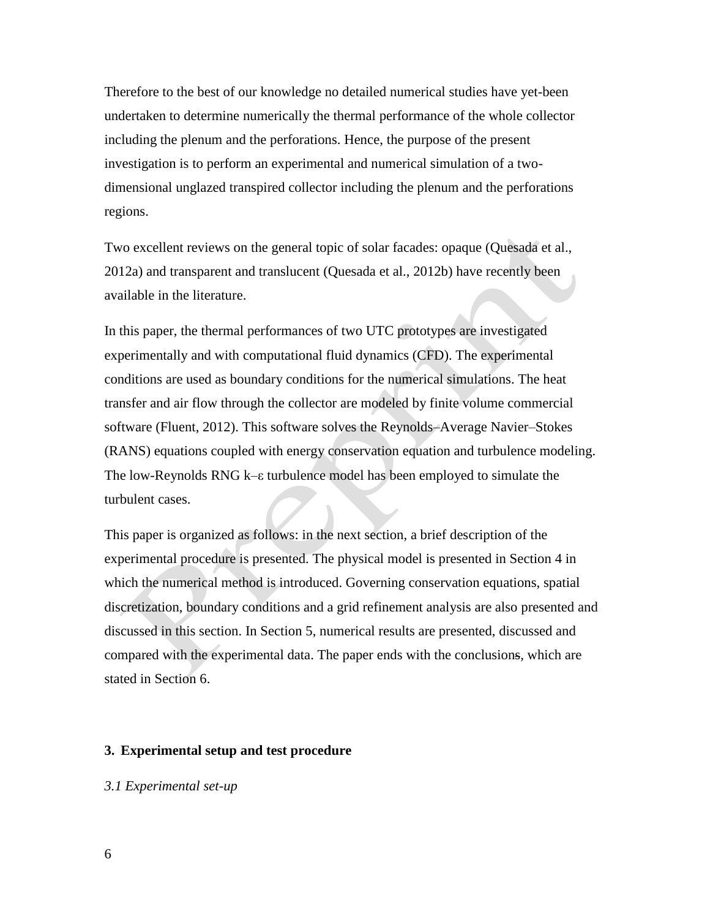Therefore to the best of our knowledge no detailed numerical studies have yet-been undertaken to determine numerically the thermal performance of the whole collector including the plenum and the perforations. Hence, the purpose of the present investigation is to perform an experimental and numerical simulation of a two-dimensional unglazed transpired collector including the plenum and the perforations regions.

Two excellent reviews on the general topic of solar facades: opaque (Quesada et al., 2012a) and transparent and translucent (Quesada et al., 2012b) have recently been available in the literature.

In this paper, the thermal performances of two UTC prototypes are investigated experimentally and with computational fluid dynamics (CFD). The experimental conditions are used as boundary conditions for the numerical simulations. The heat transfer and air flow through the collector are modeled by finite volume commercial software (Fluent, 2012). This software solves the Reynolds–Average Navier–Stokes (RANS) equations coupled with energy conservation equation and turbulence modeling. The low-Reynolds RNG k–ε turbulence model has been employed to simulate the turbulent cases.

This paper is organized as follows: in the next section, a brief description of the experimental procedure is presented. The physical model is presented in Section 4 in which the numerical method is introduced. Governing conservation equations, spatial discretization, boundary conditions and a grid refinement analysis are also presented and discussed in this section. In Section 5, numerical results are presented, discussed and compared with the experimental data. The paper ends with the conclusions, which are stated in Section 6.

## 3. Experimental setup and test procedure

*3.1 Experimental set-up*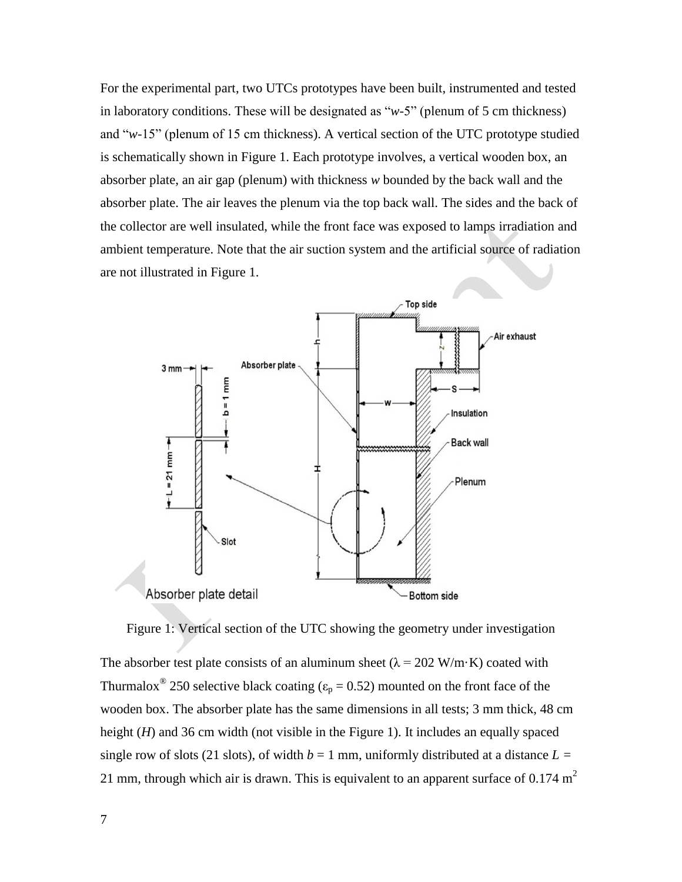For the experimental part, two UTCs prototypes have been built, instrumented and tested in laboratory conditions. These will be designated as "*w*-5" (plenum of 5 cm thickness) and "*w*-15" (plenum of 15 cm thickness). A vertical section of the UTC prototype studied is schematically shown in Figure 1. Each prototype involves, a vertical wooden box, an absorber plate, an air gap (plenum) with thickness *w* bounded by the back wall and the absorber plate. The air leaves the plenum via the top back wall. The sides and the back of the collector are well insulated, while the front face was exposed to lamps irradiation and ambient temperature. Note that the air suction system and the artificial source of radiation are not illustrated in Figure 1.

Figure 1: Vertical section of the UTC showing the geometry under investigation

The absorber test plate consists of an aluminum sheet ($\lambda$ = 202 W/m·K) coated with Thurmalox® 250 selective black coating ($\varepsilon_p$ = 0.52) mounted on the front face of the wooden box. The absorber plate has the same dimensions in all tests; 3 mm thick, 48 cm height ($H$) and 36 cm width (not visible in the Figure 1). It includes an equally spaced single row of slots (21 slots), of width $b$ = 1 mm, uniformly distributed at a distance $L$ = 21 mm, through which air is drawn. This is equivalent to an apparent surface of 0.174 m$^2$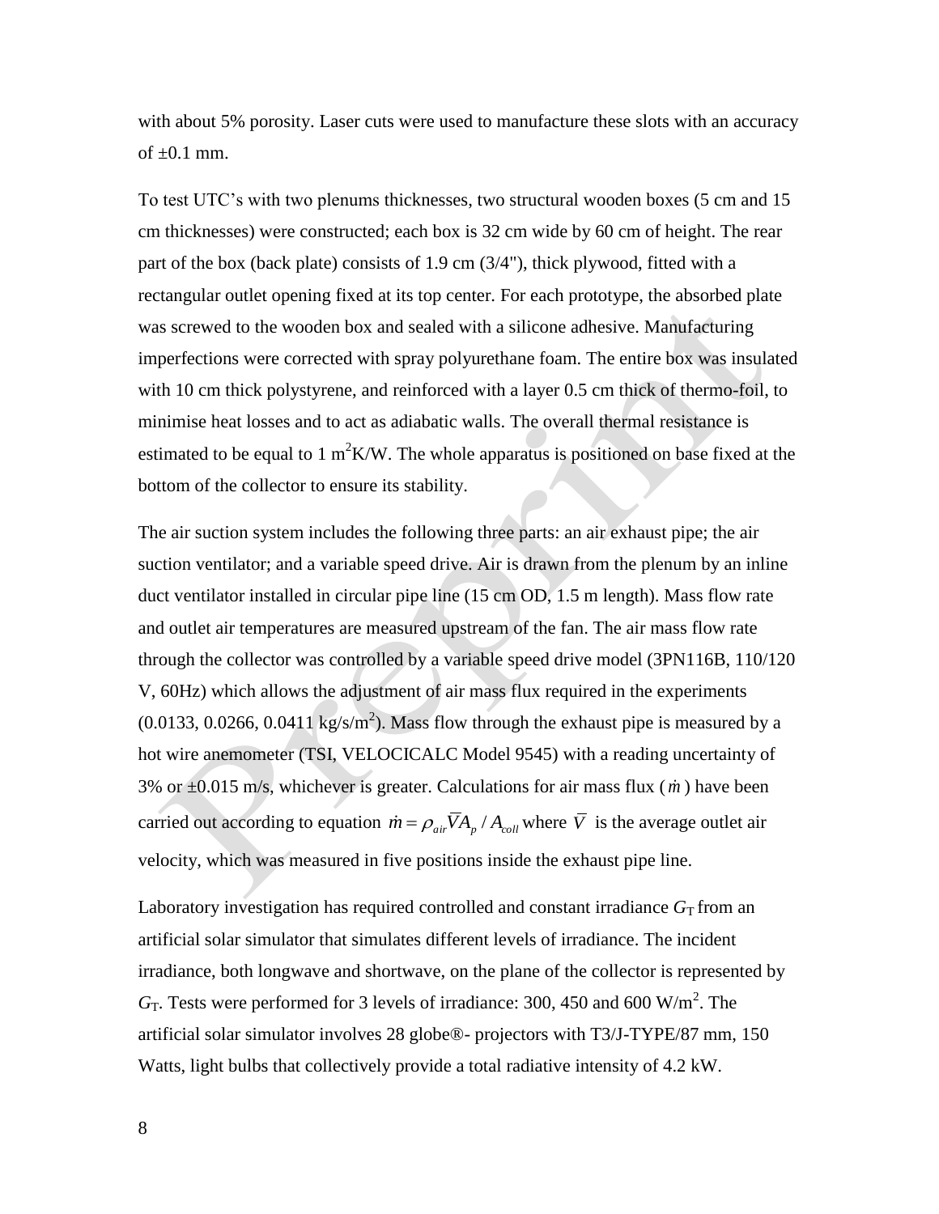with about 5% porosity. Laser cuts were used to manufacture these slots with an accuracy of ±0.1 mm.

To test UTC's with two plenums thicknesses, two structural wooden boxes (5 cm and 15 cm thicknesses) were constructed; each box is 32 cm wide by 60 cm of height. The rear part of the box (back plate) consists of 1.9 cm (3/4"), thick plywood, fitted with a rectangular outlet opening fixed at its top center. For each prototype, the absorbed plate was screwed to the wooden box and sealed with a silicone adhesive. Manufacturing imperfections were corrected with spray polyurethane foam. The entire box was insulated with 10 cm thick polystyrene, and reinforced with a layer 0.5 cm thick of thermo-foil, to minimise heat losses and to act as adiabatic walls. The overall thermal resistance is estimated to be equal to 1 $m^2K/W$. The whole apparatus is positioned on base fixed at the bottom of the collector to ensure its stability.

The air suction system includes the following three parts: an air exhaust pipe; the air suction ventilator; and a variable speed drive. Air is drawn from the plenum by an inline duct ventilator installed in circular pipe line (15 cm OD, 1.5 m length). Mass flow rate and outlet air temperatures are measured upstream of the fan. The air mass flow rate through the collector was controlled by a variable speed drive model (3PN116B, 110/120 V, 60Hz) which allows the adjustment of air mass flux required in the experiments (0.0133, 0.0266, 0.0411 $kg/s/m^2$). Mass flow through the exhaust pipe is measured by a hot wire anemometer (TSI, VELOCICALC Model 9545) with a reading uncertainty of 3% or ±0.015 m/s, whichever is greater. Calculations for air mass flux ($\dot{m}$) have been carried out according to equation $\dot{m} = \rho_{air}\overline{V}A_p / A_{coll}$ where $\overline{V}$ is the average outlet air velocity, which was measured in five positions inside the exhaust pipe line.

Laboratory investigation has required controlled and constant irradiance $G_T$ from an artificial solar simulator that simulates different levels of irradiance. The incident irradiance, both longwave and shortwave, on the plane of the collector is represented by $G_T$. Tests were performed for 3 levels of irradiance: 300, 450 and 600 $W/m^2$. The artificial solar simulator involves 28 globe®- projectors with T3/J-TYPE/87 mm, 150 Watts, light bulbs that collectively provide a total radiative intensity of 4.2 kW.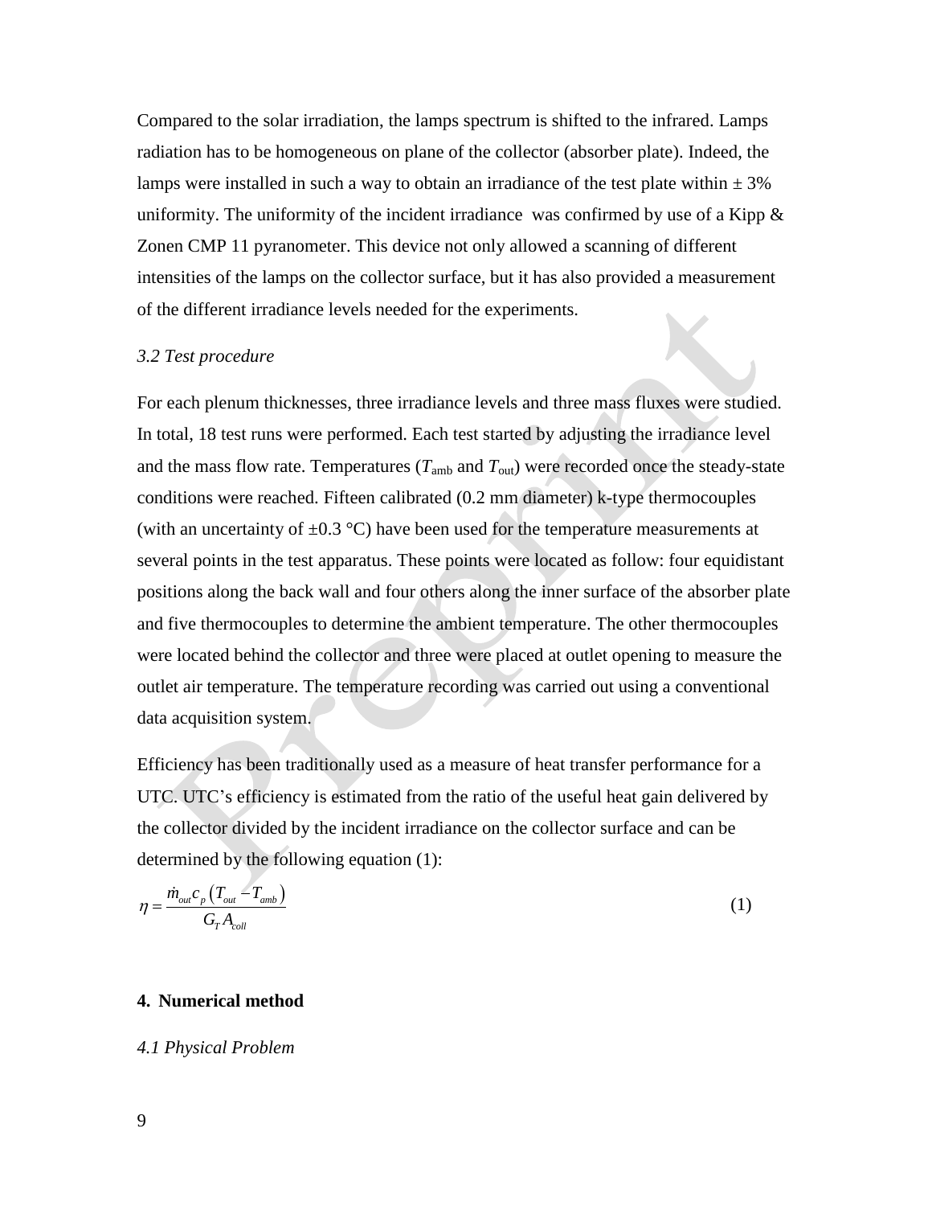Compared to the solar irradiation, the lamps spectrum is shifted to the infrared. Lamps radiation has to be homogeneous on plane of the collector (absorber plate). Indeed, the lamps were installed in such a way to obtain an irradiance of the test plate within ± 3% uniformity. The uniformity of the incident irradiance was confirmed by use of a Kipp & Zonen CMP 11 pyranometer. This device not only allowed a scanning of different intensities of the lamps on the collector surface, but it has also provided a measurement of the different irradiance levels needed for the experiments.

### *3.2 Test procedure*

For each plenum thicknesses, three irradiance levels and three mass fluxes were studied. In total, 18 test runs were performed. Each test started by adjusting the irradiance level and the mass flow rate. Temperatures ($T_{\text{amb}}$ and $T_{\text{out}}$) were recorded once the steady-state conditions were reached. Fifteen calibrated (0.2 mm diameter) k-type thermocouples (with an uncertainty of ±0.3 °C) have been used for the temperature measurements at several points in the test apparatus. These points were located as follow: four equidistant positions along the back wall and four others along the inner surface of the absorber plate and five thermocouples to determine the ambient temperature. The other thermocouples were located behind the collector and three were placed at outlet opening to measure the outlet air temperature. The temperature recording was carried out using a conventional data acquisition system.

Efficiency has been traditionally used as a measure of heat transfer performance for a UTC. UTC's efficiency is estimated from the ratio of the useful heat gain delivered by the collector divided by the incident irradiance on the collector surface and can be determined by the following equation (1):

$$\eta = \frac{\dot{m}_{out} c_p \left(T_{out} - T_{amb}\right)}{G_T A_{coll}} \tag{1}$$

## 4. Numerical method

### *4.1 Physical Problem*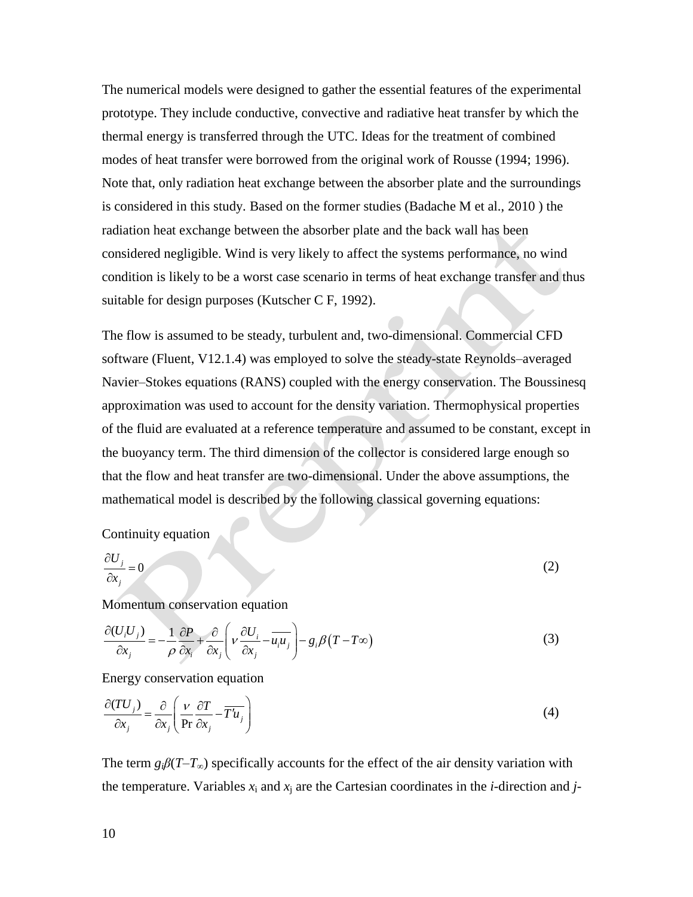The numerical models were designed to gather the essential features of the experimental prototype. They include conductive, convective and radiative heat transfer by which the thermal energy is transferred through the UTC. Ideas for the treatment of combined modes of heat transfer were borrowed from the original work of Rousse (1994; 1996). Note that, only radiation heat exchange between the absorber plate and the surroundings is considered in this study. Based on the former studies (Badache M et al., 2010 ) the radiation heat exchange between the absorber plate and the back wall has been considered negligible. Wind is very likely to affect the systems performance, no wind condition is likely to be a worst case scenario in terms of heat exchange transfer and thus suitable for design purposes (Kutscher C F, 1992).

The flow is assumed to be steady, turbulent and, two-dimensional. Commercial CFD software (Fluent, V12.1.4) was employed to solve the steady-state Reynolds–averaged Navier–Stokes equations (RANS) coupled with the energy conservation. The Boussinesq approximation was used to account for the density variation. Thermophysical properties of the fluid are evaluated at a reference temperature and assumed to be constant, except in the buoyancy term. The third dimension of the collector is considered large enough so that the flow and heat transfer are two-dimensional. Under the above assumptions, the mathematical model is described by the following classical governing equations:

Continuity equation

$$\frac{\partial U_j}{\partial x_j} = 0 \tag{2}$$

Momentum conservation equation

$$\frac{\partial (U_i U_j)}{\partial x_j} = -\frac{1}{\rho}\frac{\partial P}{\partial x_i} + \frac{\partial}{\partial x_j}\left(\nu \frac{\partial U_i}{\partial x_j} - \overline{u_i u_j}\right) - g_i \beta \left(T - T\infty\right) \tag{3}$$

Energy conservation equation

$$\frac{\partial (T U_j)}{\partial x_j} = \frac{\partial}{\partial x_j}\left(\frac{\nu}{\Pr}\frac{\partial T}{\partial x_j} - \overline{T' u_j}\right) \tag{4}$$

The term $g_i\beta(T–T_\infty)$ specifically accounts for the effect of the air density variation with the temperature. Variables $x_i$ and $x_j$ are the Cartesian coordinates in the *i*-direction and *j*-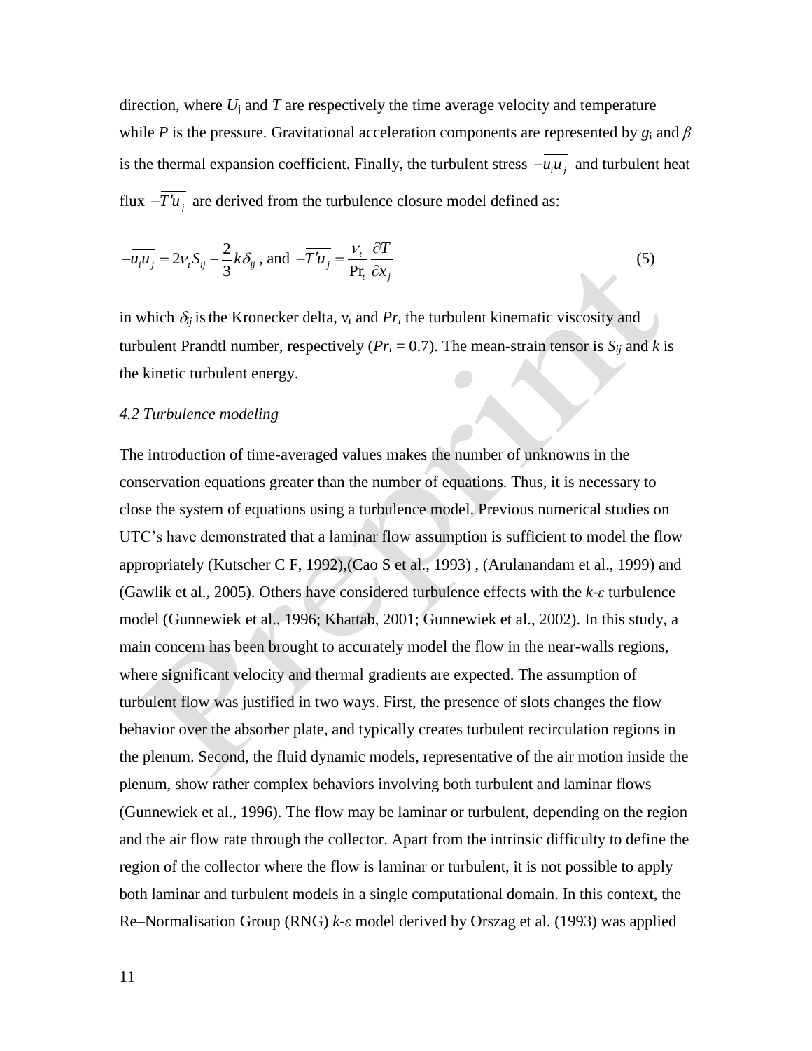direction, where $U_j$ and $T$ are respectively the time average velocity and temperature while $P$ is the pressure. Gravitational acceleration components are represented by $g_i$ and $\beta$ is the thermal expansion coefficient. Finally, the turbulent stress $-\overline{u_i u_j}$ and turbulent heat flux $-\overline{T'u_j}$ are derived from the turbulence closure model defined as:

$$-\overline{u_i u_j} = 2\nu_t S_{ij} - \frac{2}{3}k\delta_{ij}\text{, and } -\overline{T'u_j} = \frac{\nu_t}{\text{Pr}_t}\frac{\partial T}{\partial x_j} \tag{5}$$

in which $\delta_{ij}$ is the Kronecker delta, $\nu_t$ and $Pr_t$ the turbulent kinematic viscosity and turbulent Prandtl number, respectively ($Pr_t = 0.7$). The mean-strain tensor is $S_{ij}$ and $k$ is the kinetic turbulent energy.

### *4.2 Turbulence modeling*

The introduction of time-averaged values makes the number of unknowns in the conservation equations greater than the number of equations. Thus, it is necessary to close the system of equations using a turbulence model. Previous numerical studies on UTC's have demonstrated that a laminar flow assumption is sufficient to model the flow appropriately (Kutscher C F, 1992),(Cao S et al., 1993) , (Arulanandam et al., 1999) and (Gawlik et al., 2005). Others have considered turbulence effects with the *k-ε* turbulence model (Gunnewiek et al., 1996; Khattab, 2001; Gunnewiek et al., 2002). In this study, a main concern has been brought to accurately model the flow in the near-walls regions, where significant velocity and thermal gradients are expected. The assumption of turbulent flow was justified in two ways. First, the presence of slots changes the flow behavior over the absorber plate, and typically creates turbulent recirculation regions in the plenum. Second, the fluid dynamic models, representative of the air motion inside the plenum, show rather complex behaviors involving both turbulent and laminar flows (Gunnewiek et al., 1996). The flow may be laminar or turbulent, depending on the region and the air flow rate through the collector. Apart from the intrinsic difficulty to define the region of the collector where the flow is laminar or turbulent, it is not possible to apply both laminar and turbulent models in a single computational domain. In this context, the Re–Normalisation Group (RNG) *k-ε* model derived by Orszag et al. (1993) was applied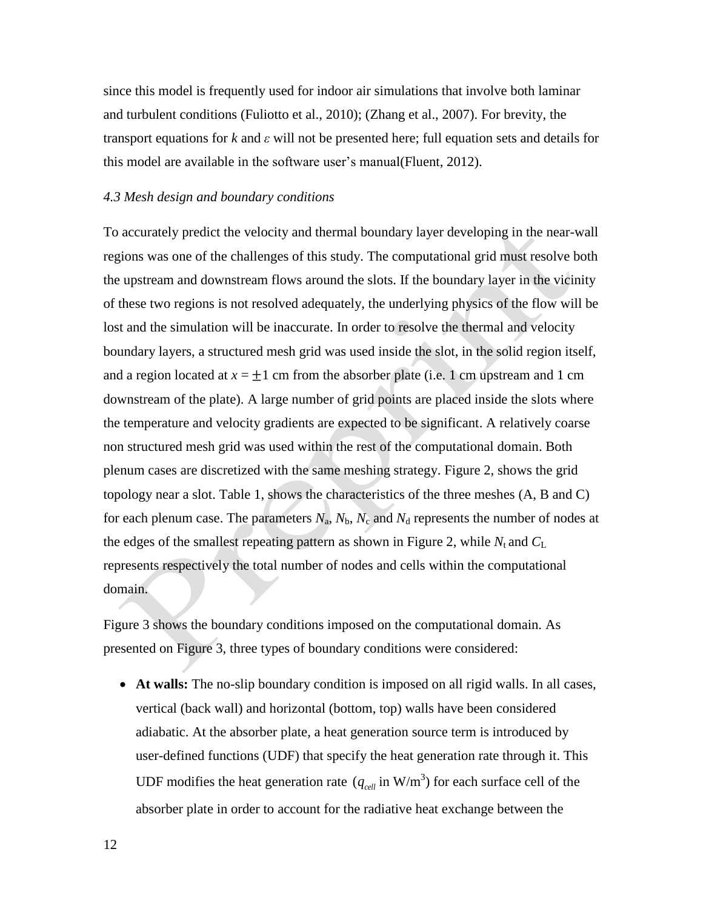since this model is frequently used for indoor air simulations that involve both laminar and turbulent conditions (Fuliotto et al., 2010); (Zhang et al., 2007). For brevity, the transport equations for $k$ and $\varepsilon$ will not be presented here; full equation sets and details for this model are available in the software user's manual(Fluent, 2012).

*4.3 Mesh design and boundary conditions*

To accurately predict the velocity and thermal boundary layer developing in the near-wall regions was one of the challenges of this study. The computational grid must resolve both the upstream and downstream flows around the slots. If the boundary layer in the vicinity of these two regions is not resolved adequately, the underlying physics of the flow will be lost and the simulation will be inaccurate. In order to resolve the thermal and velocity boundary layers, a structured mesh grid was used inside the slot, in the solid region itself, and a region located at $x = \pm 1$ cm from the absorber plate (i.e. 1 cm upstream and 1 cm downstream of the plate). A large number of grid points are placed inside the slots where the temperature and velocity gradients are expected to be significant. A relatively coarse non structured mesh grid was used within the rest of the computational domain. Both plenum cases are discretized with the same meshing strategy. Figure 2, shows the grid topology near a slot. Table 1, shows the characteristics of the three meshes (A, B and C) for each plenum case. The parameters $N_a$, $N_b$, $N_c$ and $N_d$ represents the number of nodes at the edges of the smallest repeating pattern as shown in Figure 2, while $N_t$ and $C_L$ represents respectively the total number of nodes and cells within the computational domain.

Figure 3 shows the boundary conditions imposed on the computational domain. As presented on Figure 3, three types of boundary conditions were considered:

- **At walls:** The no-slip boundary condition is imposed on all rigid walls. In all cases, vertical (back wall) and horizontal (bottom, top) walls have been considered adiabatic. At the absorber plate, a heat generation source term is introduced by user-defined functions (UDF) that specify the heat generation rate through it. This UDF modifies the heat generation rate ($q_{cell}$ in W/m$^3$) for each surface cell of the absorber plate in order to account for the radiative heat exchange between the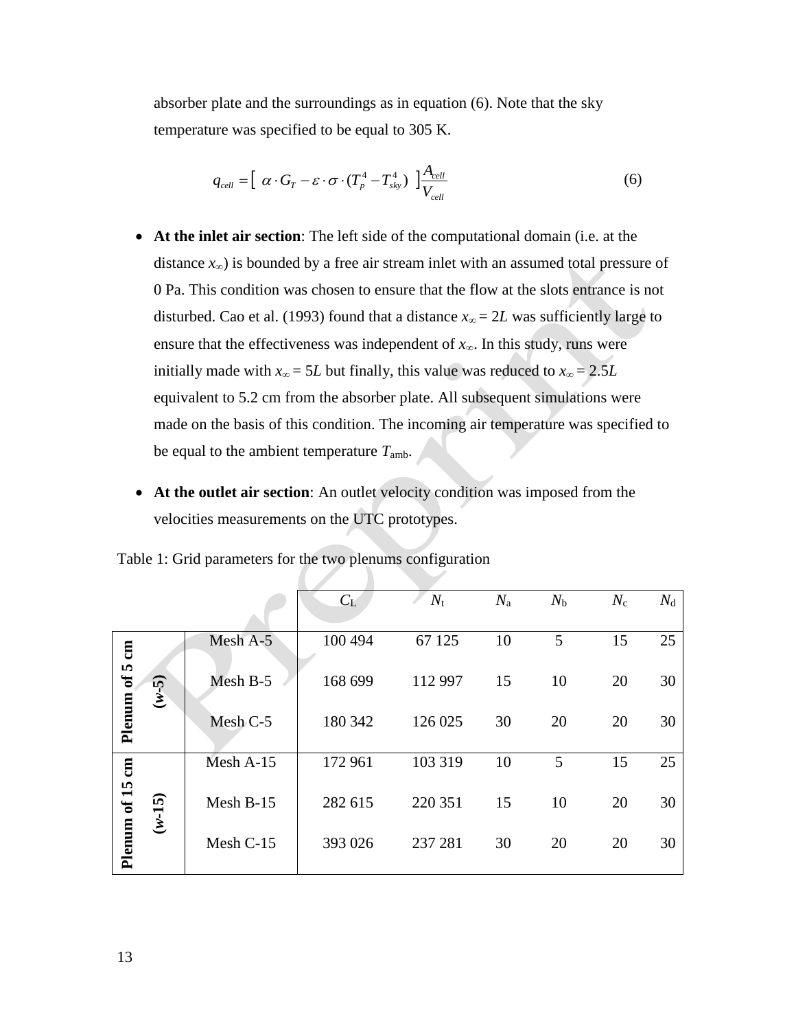absorber plate and the surroundings as in equation (6). Note that the sky temperature was specified to be equal to 305 K.

$$q_{cell} = \left[ \ \alpha \cdot G_T - \varepsilon \cdot \sigma \cdot (T_p^4 - T_{sky}^4) \ \right] \frac{A_{cell}}{V_{cell}} \tag{6}$$

- **At the inlet air section**: The left side of the computational domain (i.e. at the distance $x_\infty$) is bounded by a free air stream inlet with an assumed total pressure of 0 Pa. This condition was chosen to ensure that the flow at the slots entrance is not disturbed. Cao et al. (1993) found that a distance $x_\infty = 2L$ was sufficiently large to ensure that the effectiveness was independent of $x_\infty$. In this study, runs were initially made with $x_\infty = 5L$ but finally, this value was reduced to $x_\infty = 2.5L$ equivalent to 5.2 cm from the absorber plate. All subsequent simulations were made on the basis of this condition. The incoming air temperature was specified to be equal to the ambient temperature $T_{amb}$.

- **At the outlet air section**: An outlet velocity condition was imposed from the velocities measurements on the UTC prototypes.

Table 1: Grid parameters for the two plenums configuration

| | | $C_L$ | $N_t$ | $N_a$ | $N_b$ | $N_c$ | $N_d$ |
|---|---|---|---|---|---|---|---|
| **Plenum of 5 cm (w-5)** | Mesh A-5 | 100 494 | 67 125 | 10 | 5 | 15 | 25 |
| | Mesh B-5 | 168 699 | 112 997 | 15 | 10 | 20 | 30 |
| | Mesh C-5 | 180 342 | 126 025 | 30 | 20 | 20 | 30 |
| **Plenum of 15 cm (w-15)** | Mesh A-15 | 172 961 | 103 319 | 10 | 5 | 15 | 25 |
| | Mesh B-15 | 282 615 | 220 351 | 15 | 10 | 20 | 30 |
| | Mesh C-15 | 393 026 | 237 281 | 30 | 20 | 20 | 30 |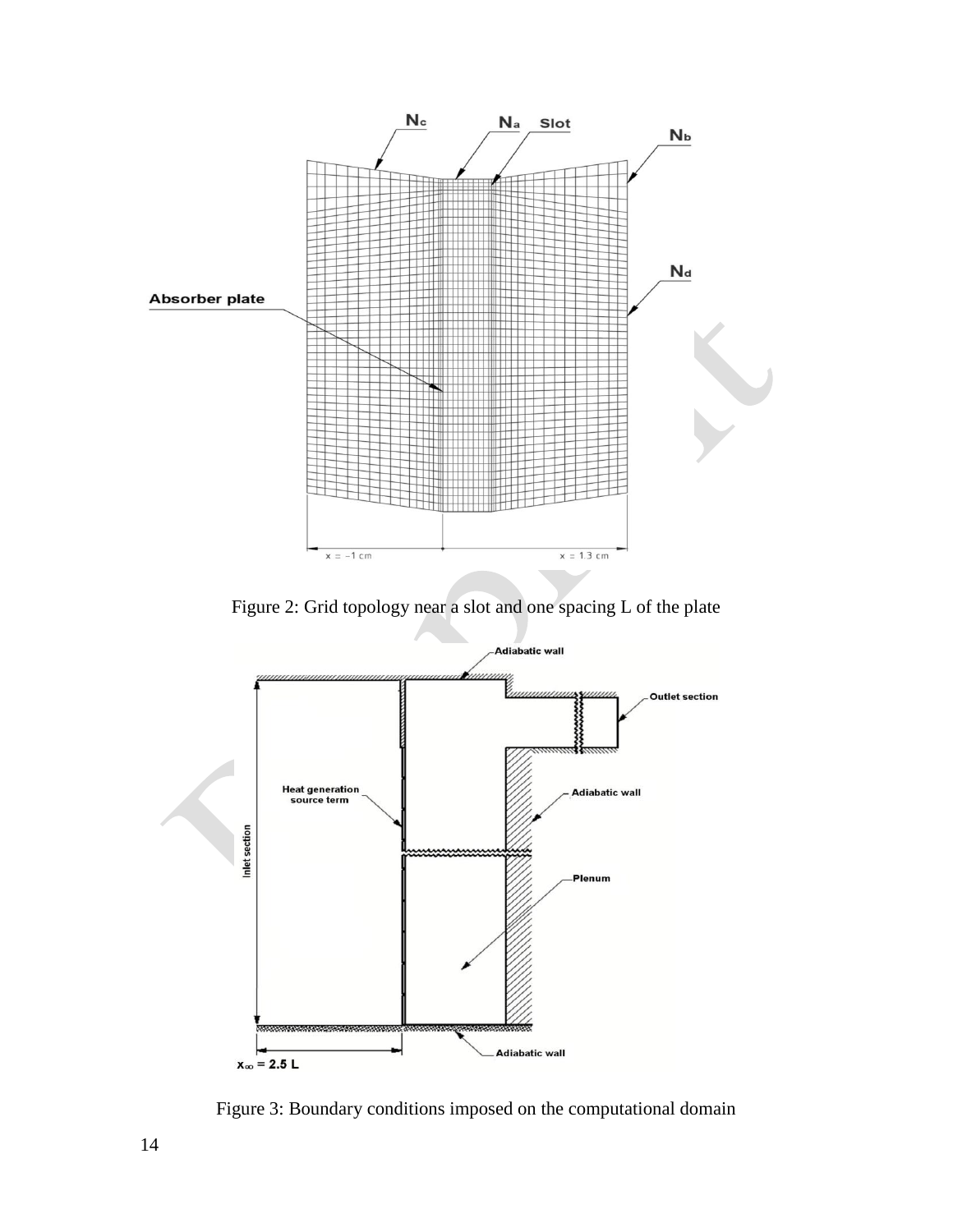Figure 2: Grid topology near a slot and one spacing L of the plate

Figure 3: Boundary conditions imposed on the computational domain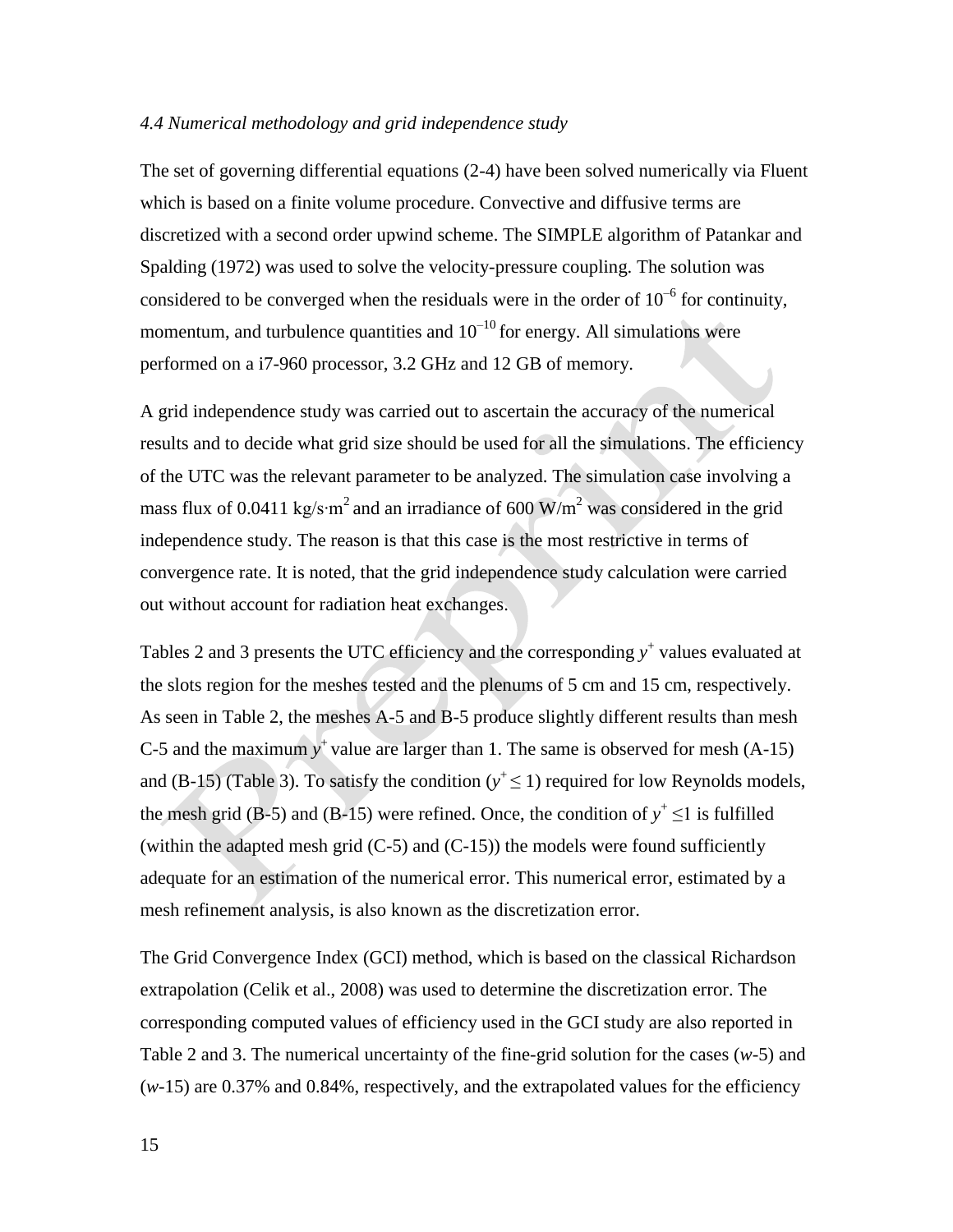*4.4 Numerical methodology and grid independence study*

The set of governing differential equations (2-4) have been solved numerically via Fluent which is based on a finite volume procedure. Convective and diffusive terms are discretized with a second order upwind scheme. The SIMPLE algorithm of Patankar and Spalding (1972) was used to solve the velocity-pressure coupling. The solution was considered to be converged when the residuals were in the order of $10^{-6}$ for continuity, momentum, and turbulence quantities and $10^{-10}$ for energy. All simulations were performed on a i7-960 processor, 3.2 GHz and 12 GB of memory.

A grid independence study was carried out to ascertain the accuracy of the numerical results and to decide what grid size should be used for all the simulations. The efficiency of the UTC was the relevant parameter to be analyzed. The simulation case involving a mass flux of 0.0411 kg/s·m$^2$ and an irradiance of 600 W/m$^2$ was considered in the grid independence study. The reason is that this case is the most restrictive in terms of convergence rate. It is noted, that the grid independence study calculation were carried out without account for radiation heat exchanges.

Tables 2 and 3 presents the UTC efficiency and the corresponding $y^+$ values evaluated at the slots region for the meshes tested and the plenums of 5 cm and 15 cm, respectively. As seen in Table 2, the meshes A-5 and B-5 produce slightly different results than mesh C-5 and the maximum $y^+$ value are larger than 1. The same is observed for mesh (A-15) and (B-15) (Table 3). To satisfy the condition ($y^+ \leq 1$) required for low Reynolds models, the mesh grid (B-5) and (B-15) were refined. Once, the condition of $y^+ \leq 1$ is fulfilled (within the adapted mesh grid (C-5) and (C-15)) the models were found sufficiently adequate for an estimation of the numerical error. This numerical error, estimated by a mesh refinement analysis, is also known as the discretization error.

The Grid Convergence Index (GCI) method, which is based on the classical Richardson extrapolation (Celik et al., 2008) was used to determine the discretization error. The corresponding computed values of efficiency used in the GCI study are also reported in Table 2 and 3. The numerical uncertainty of the fine-grid solution for the cases ($w$-5) and ($w$-15) are 0.37% and 0.84%, respectively, and the extrapolated values for the efficiency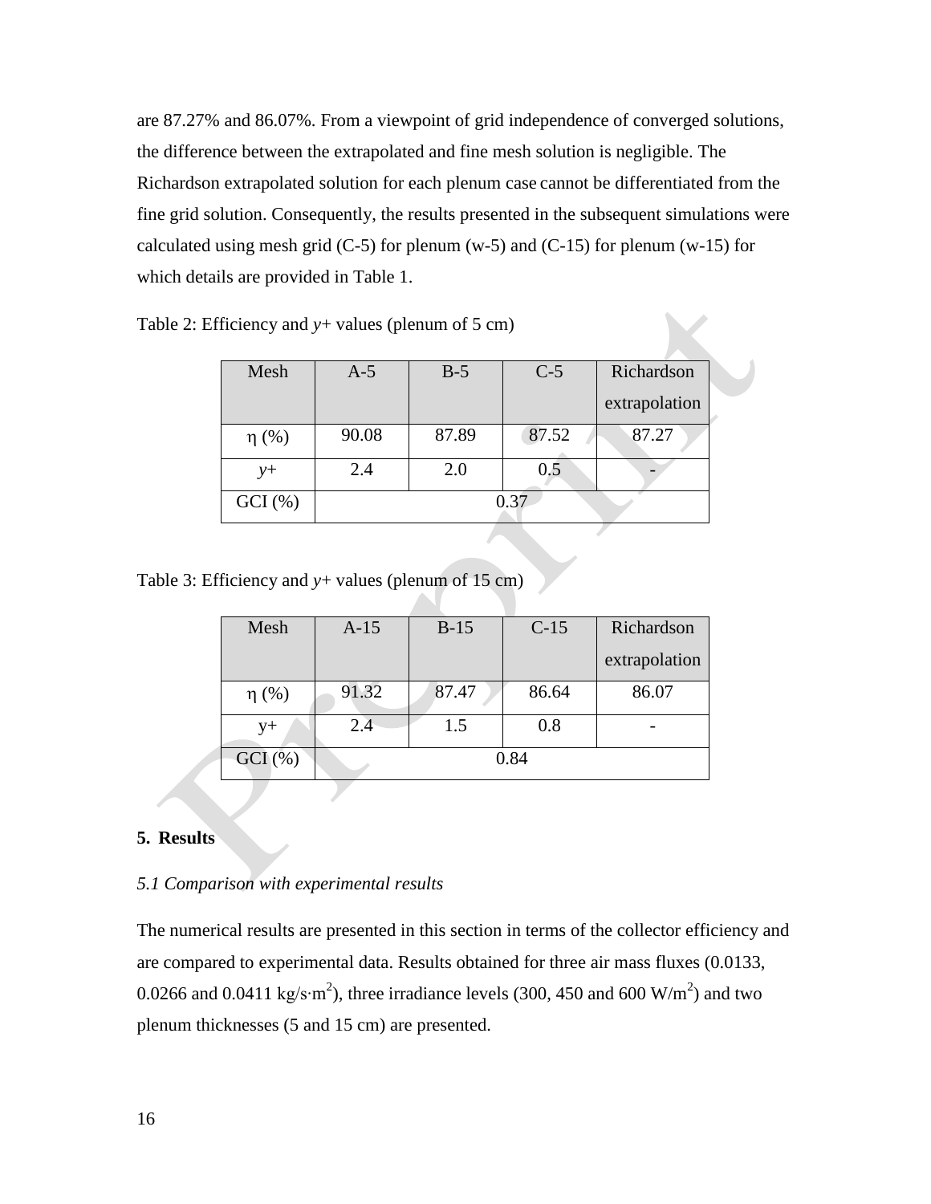are 87.27% and 86.07%. From a viewpoint of grid independence of converged solutions, the difference between the extrapolated and fine mesh solution is negligible. The Richardson extrapolated solution for each plenum case cannot be differentiated from the fine grid solution. Consequently, the results presented in the subsequent simulations were calculated using mesh grid (C-5) for plenum (w-5) and (C-15) for plenum (w-15) for which details are provided in Table 1.

Table 2: Efficiency and *y*+ values (plenum of 5 cm)

| Mesh | A-5 | B-5 | C-5 | Richardson extrapolation |
|---|---|---|---|---|
| η (%) | 90.08 | 87.89 | 87.52 | 87.27 |
| *y*+ | 2.4 | 2.0 | 0.5 | - |
| GCI (%) | 0.37 | | | |

Table 3: Efficiency and *y*+ values (plenum of 15 cm)

| Mesh | A-15 | B-15 | C-15 | Richardson extrapolation |
|---|---|---|---|---|
| η (%) | 91.32 | 87.47 | 86.64 | 86.07 |
| y+ | 2.4 | 1.5 | 0.8 | - |
| GCI (%) | 0.84 | | | |

## 5. Results

### *5.1 Comparison with experimental results*

The numerical results are presented in this section in terms of the collector efficiency and are compared to experimental data. Results obtained for three air mass fluxes (0.0133, 0.0266 and 0.0411 kg/s·m$^2$), three irradiance levels (300, 450 and 600 W/m$^2$) and two plenum thicknesses (5 and 15 cm) are presented.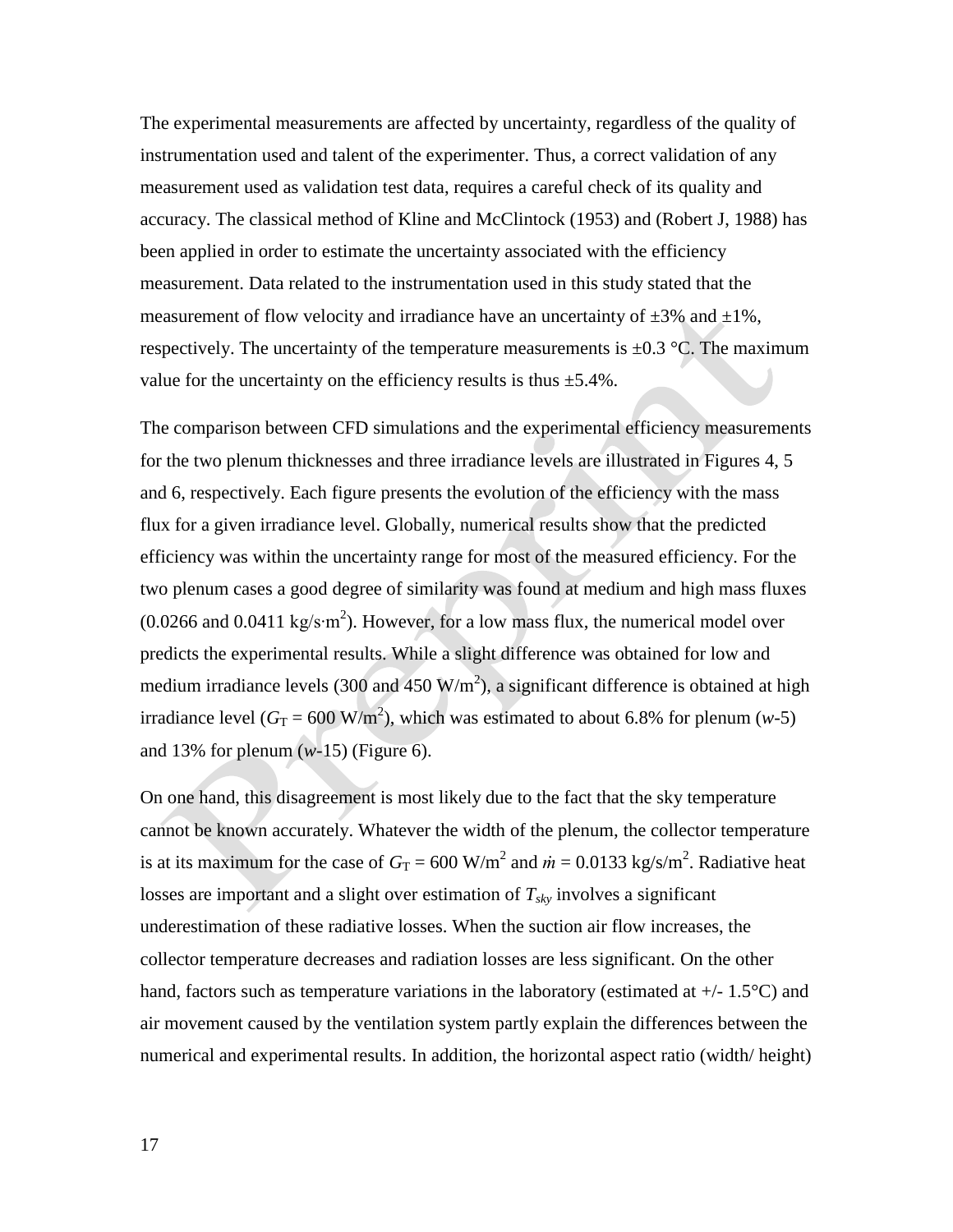The experimental measurements are affected by uncertainty, regardless of the quality of instrumentation used and talent of the experimenter. Thus, a correct validation of any measurement used as validation test data, requires a careful check of its quality and accuracy. The classical method of Kline and McClintock (1953) and (Robert J, 1988) has been applied in order to estimate the uncertainty associated with the efficiency measurement. Data related to the instrumentation used in this study stated that the measurement of flow velocity and irradiance have an uncertainty of ±3% and ±1%, respectively. The uncertainty of the temperature measurements is ±0.3 °C. The maximum value for the uncertainty on the efficiency results is thus ±5.4%.

The comparison between CFD simulations and the experimental efficiency measurements for the two plenum thicknesses and three irradiance levels are illustrated in Figures 4, 5 and 6, respectively. Each figure presents the evolution of the efficiency with the mass flux for a given irradiance level. Globally, numerical results show that the predicted efficiency was within the uncertainty range for most of the measured efficiency. For the two plenum cases a good degree of similarity was found at medium and high mass fluxes (0.0266 and 0.0411 kg/s·m$^2$). However, for a low mass flux, the numerical model over predicts the experimental results. While a slight difference was obtained for low and medium irradiance levels (300 and 450 W/m$^2$), a significant difference is obtained at high irradiance level ($G_T$ = 600 W/m$^2$), which was estimated to about 6.8% for plenum (*w*-5) and 13% for plenum (*w*-15) (Figure 6).

On one hand, this disagreement is most likely due to the fact that the sky temperature cannot be known accurately. Whatever the width of the plenum, the collector temperature is at its maximum for the case of $G_T$ = 600 W/m$^2$ and $\dot{m}$ = 0.0133 kg/s/m$^2$. Radiative heat losses are important and a slight over estimation of $T_{sky}$ involves a significant underestimation of these radiative losses. When the suction air flow increases, the collector temperature decreases and radiation losses are less significant. On the other hand, factors such as temperature variations in the laboratory (estimated at +/- 1.5°C) and air movement caused by the ventilation system partly explain the differences between the numerical and experimental results. In addition, the horizontal aspect ratio (width/ height)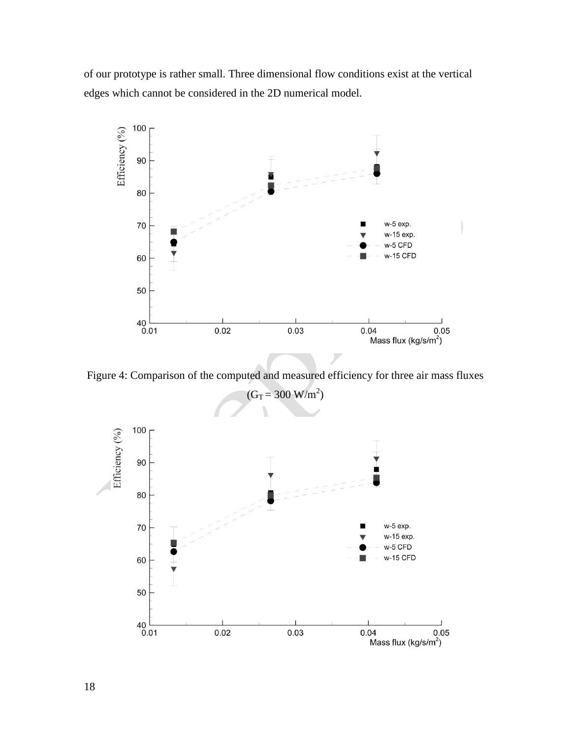of our prototype is rather small. Three dimensional flow conditions exist at the vertical edges which cannot be considered in the 2D numerical model.

Figure 4: Comparison of the computed and measured efficiency for three air mass fluxes ($G_T = 300$ W/m$^2$)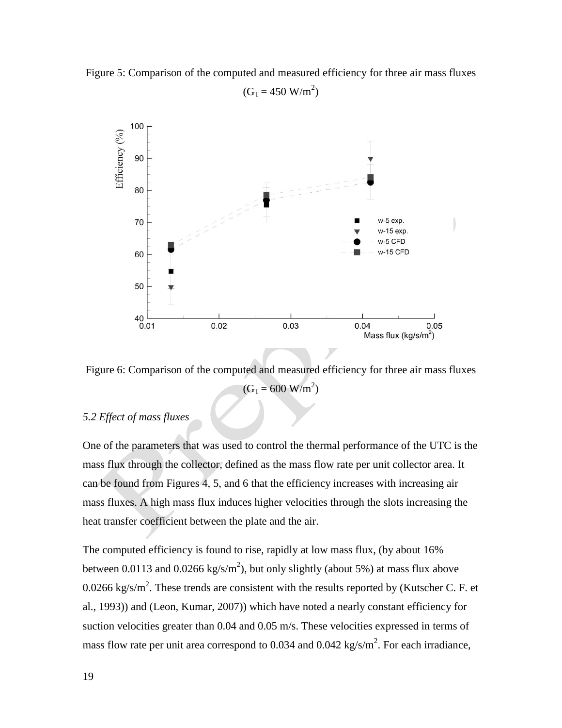Figure 5: Comparison of the computed and measured efficiency for three air mass fluxes ($G_T = 450$ W/m$^2$)

Figure 6: Comparison of the computed and measured efficiency for three air mass fluxes ($G_T = 600$ W/m$^2$)

*5.2 Effect of mass fluxes*

One of the parameters that was used to control the thermal performance of the UTC is the mass flux through the collector, defined as the mass flow rate per unit collector area. It can be found from Figures 4, 5, and 6 that the efficiency increases with increasing air mass fluxes. A high mass flux induces higher velocities through the slots increasing the heat transfer coefficient between the plate and the air.

The computed efficiency is found to rise, rapidly at low mass flux, (by about 16% between 0.0113 and 0.0266 kg/s/m$^2$), but only slightly (about 5%) at mass flux above 0.0266 kg/s/m$^2$. These trends are consistent with the results reported by (Kutscher C. F. et al., 1993)) and (Leon, Kumar, 2007)) which have noted a nearly constant efficiency for suction velocities greater than 0.04 and 0.05 m/s. These velocities expressed in terms of mass flow rate per unit area correspond to 0.034 and 0.042 kg/s/m$^2$. For each irradiance,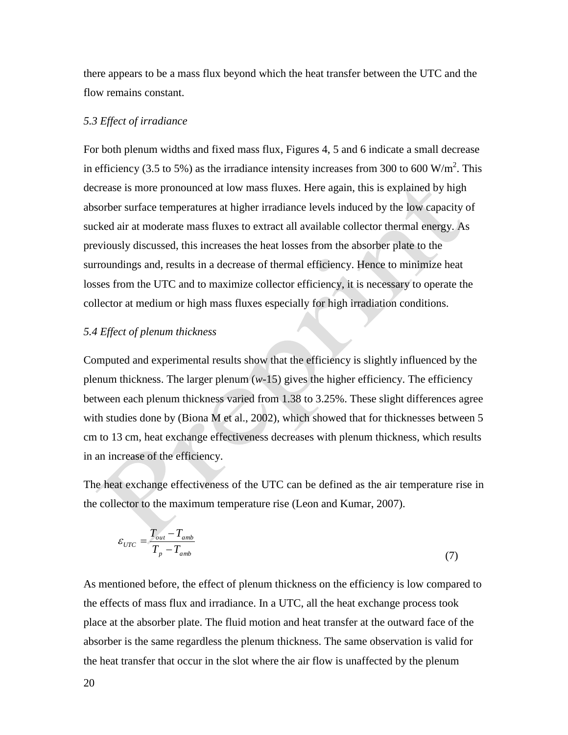there appears to be a mass flux beyond which the heat transfer between the UTC and the flow remains constant.

### *5.3 Effect of irradiance*

For both plenum widths and fixed mass flux, Figures 4, 5 and 6 indicate a small decrease in efficiency (3.5 to 5%) as the irradiance intensity increases from 300 to 600 W/m$^2$. This decrease is more pronounced at low mass fluxes. Here again, this is explained by high absorber surface temperatures at higher irradiance levels induced by the low capacity of sucked air at moderate mass fluxes to extract all available collector thermal energy. As previously discussed, this increases the heat losses from the absorber plate to the surroundings and, results in a decrease of thermal efficiency. Hence to minimize heat losses from the UTC and to maximize collector efficiency, it is necessary to operate the collector at medium or high mass fluxes especially for high irradiation conditions.

### *5.4 Effect of plenum thickness*

Computed and experimental results show that the efficiency is slightly influenced by the plenum thickness. The larger plenum (*w*-15) gives the higher efficiency. The efficiency between each plenum thickness varied from 1.38 to 3.25%. These slight differences agree with studies done by (Biona M et al., 2002), which showed that for thicknesses between 5 cm to 13 cm, heat exchange effectiveness decreases with plenum thickness, which results in an increase of the efficiency.

The heat exchange effectiveness of the UTC can be defined as the air temperature rise in the collector to the maximum temperature rise (Leon and Kumar, 2007).

$$\varepsilon_{UTC} = \frac{T_{out} - T_{amb}}{T_p - T_{amb}} \tag{7}$$

As mentioned before, the effect of plenum thickness on the efficiency is low compared to the effects of mass flux and irradiance. In a UTC, all the heat exchange process took place at the absorber plate. The fluid motion and heat transfer at the outward face of the absorber is the same regardless the plenum thickness. The same observation is valid for the heat transfer that occur in the slot where the air flow is unaffected by the plenum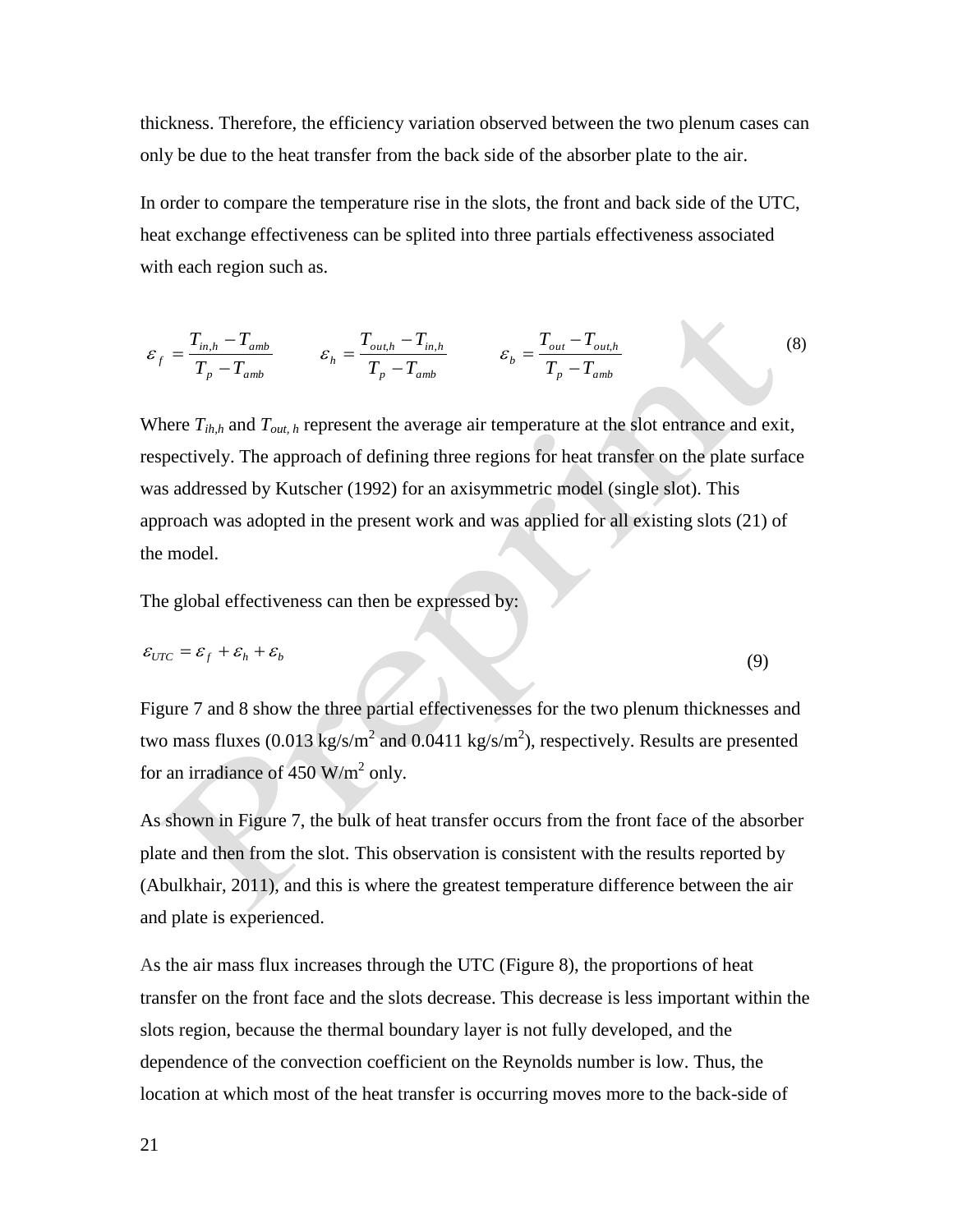thickness. Therefore, the efficiency variation observed between the two plenum cases can only be due to the heat transfer from the back side of the absorber plate to the air.

In order to compare the temperature rise in the slots, the front and back side of the UTC, heat exchange effectiveness can be splited into three partials effectiveness associated with each region such as.

$$\varepsilon_f = \frac{T_{in,h} - T_{amb}}{T_p - T_{amb}} \qquad \varepsilon_h = \frac{T_{out,h} - T_{in,h}}{T_p - T_{amb}} \qquad \varepsilon_b = \frac{T_{out} - T_{out,h}}{T_p - T_{amb}} \tag{8}$$

Where $T_{ih,h}$ and $T_{out,\,h}$ represent the average air temperature at the slot entrance and exit, respectively. The approach of defining three regions for heat transfer on the plate surface was addressed by Kutscher (1992) for an axisymmetric model (single slot). This approach was adopted in the present work and was applied for all existing slots (21) of the model.

The global effectiveness can then be expressed by:

$$\varepsilon_{UTC} = \varepsilon_f + \varepsilon_h + \varepsilon_b \tag{9}$$

Figure 7 and 8 show the three partial effectivenesses for the two plenum thicknesses and two mass fluxes (0.013 kg/s/m$^2$ and 0.0411 kg/s/m$^2$), respectively. Results are presented for an irradiance of 450 W/m$^2$ only.

As shown in Figure 7, the bulk of heat transfer occurs from the front face of the absorber plate and then from the slot. This observation is consistent with the results reported by (Abulkhair, 2011), and this is where the greatest temperature difference between the air and plate is experienced.

As the air mass flux increases through the UTC (Figure 8), the proportions of heat transfer on the front face and the slots decrease. This decrease is less important within the slots region, because the thermal boundary layer is not fully developed, and the dependence of the convection coefficient on the Reynolds number is low. Thus, the location at which most of the heat transfer is occurring moves more to the back-side of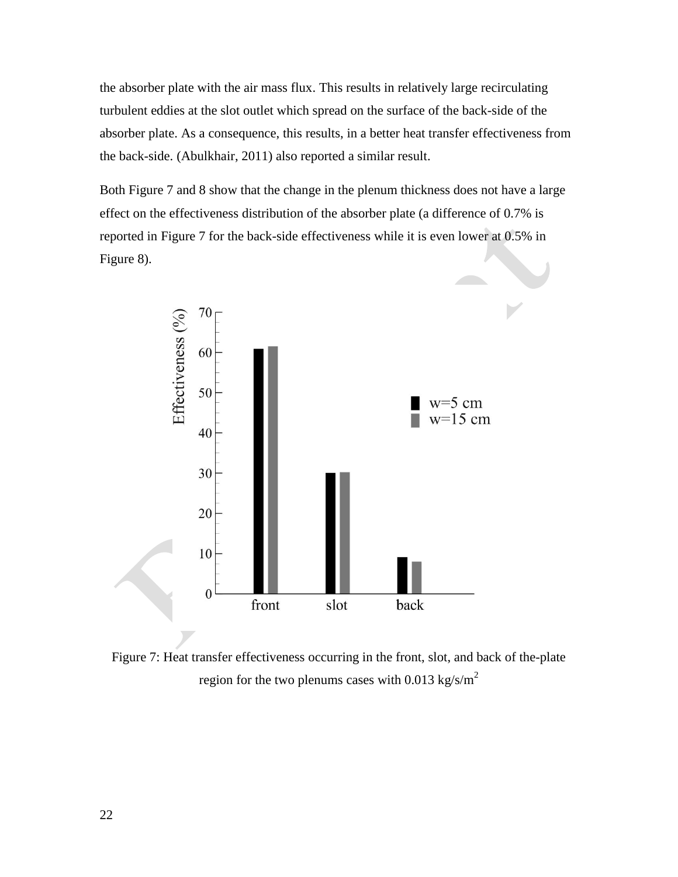the absorber plate with the air mass flux. This results in relatively large recirculating turbulent eddies at the slot outlet which spread on the surface of the back-side of the absorber plate. As a consequence, this results, in a better heat transfer effectiveness from the back-side. (Abulkhair, 2011) also reported a similar result.

Both Figure 7 and 8 show that the change in the plenum thickness does not have a large effect on the effectiveness distribution of the absorber plate (a difference of 0.7% is reported in Figure 7 for the back-side effectiveness while it is even lower at 0.5% in Figure 8).

Figure 7: Heat transfer effectiveness occurring in the front, slot, and back of the-plate region for the two plenums cases with 0.013 kg/s/m$^2$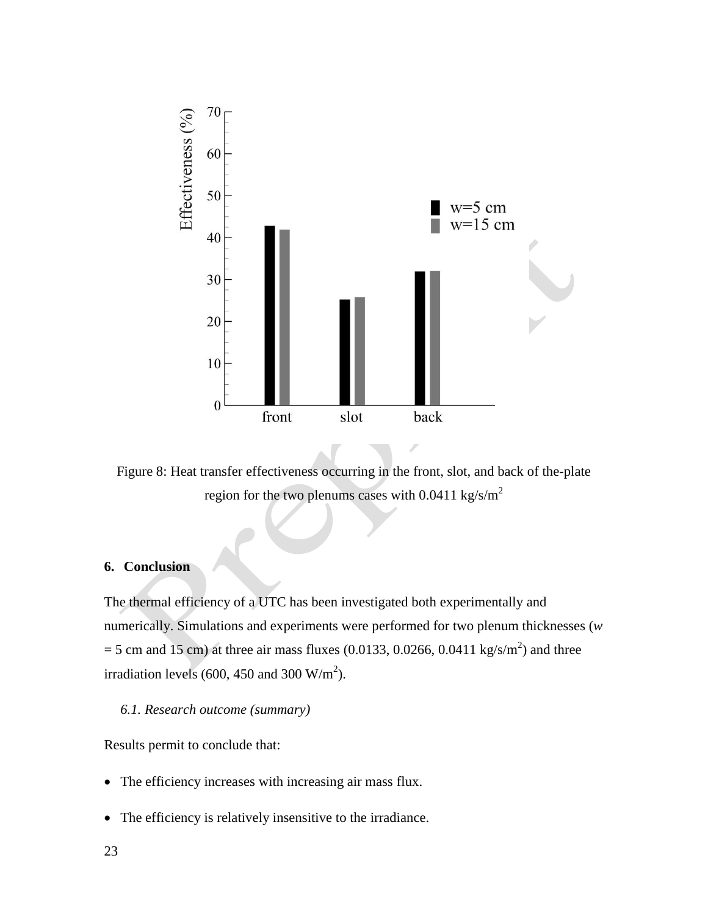Figure 8: Heat transfer effectiveness occurring in the front, slot, and back of the-plate region for the two plenums cases with 0.0411 kg/s/m$^2$

## 6. Conclusion

The thermal efficiency of a UTC has been investigated both experimentally and numerically. Simulations and experiments were performed for two plenum thicknesses ($w$ = 5 cm and 15 cm) at three air mass fluxes (0.0133, 0.0266, 0.0411 kg/s/m$^2$) and three irradiation levels (600, 450 and 300 W/m$^2$).

### *6.1. Research outcome (summary)*

Results permit to conclude that:

- The efficiency increases with increasing air mass flux.
- The efficiency is relatively insensitive to the irradiance.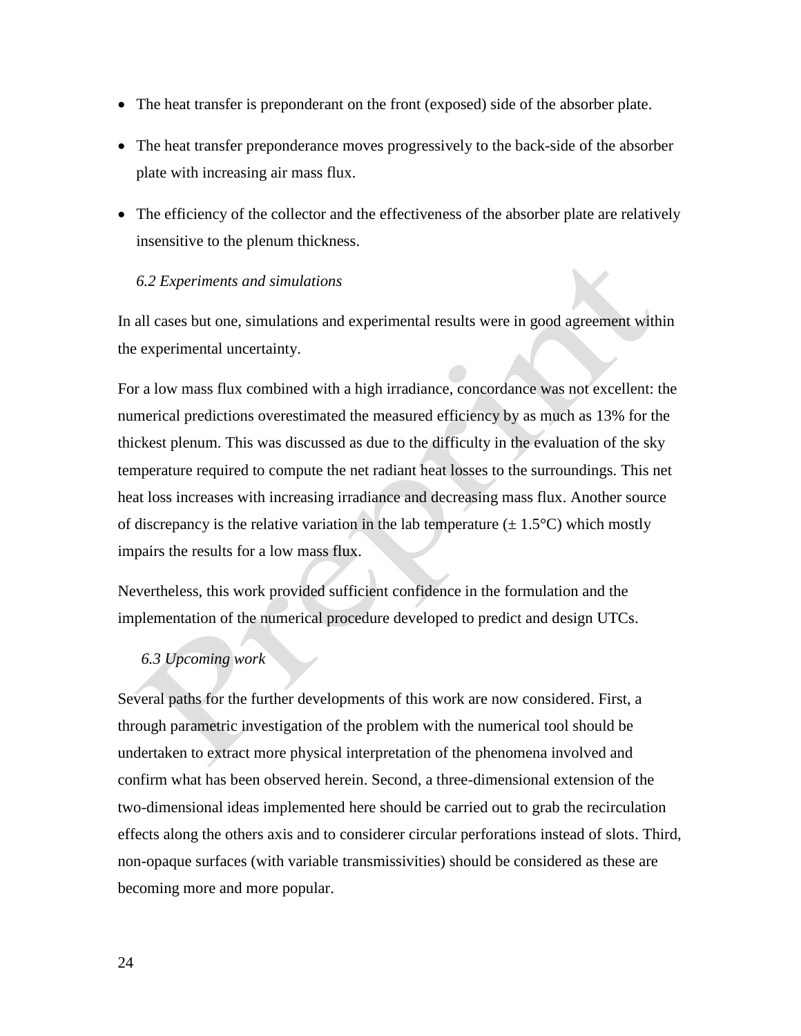- The heat transfer is preponderant on the front (exposed) side of the absorber plate.
- The heat transfer preponderance moves progressively to the back-side of the absorber plate with increasing air mass flux.
- The efficiency of the collector and the effectiveness of the absorber plate are relatively insensitive to the plenum thickness.

### *6.2 Experiments and simulations*

In all cases but one, simulations and experimental results were in good agreement within the experimental uncertainty.

For a low mass flux combined with a high irradiance, concordance was not excellent: the numerical predictions overestimated the measured efficiency by as much as 13% for the thickest plenum. This was discussed as due to the difficulty in the evaluation of the sky temperature required to compute the net radiant heat losses to the surroundings. This net heat loss increases with increasing irradiance and decreasing mass flux. Another source of discrepancy is the relative variation in the lab temperature (± 1.5°C) which mostly impairs the results for a low mass flux.

Nevertheless, this work provided sufficient confidence in the formulation and the implementation of the numerical procedure developed to predict and design UTCs.

### *6.3 Upcoming work*

Several paths for the further developments of this work are now considered. First, a through parametric investigation of the problem with the numerical tool should be undertaken to extract more physical interpretation of the phenomena involved and confirm what has been observed herein. Second, a three-dimensional extension of the two-dimensional ideas implemented here should be carried out to grab the recirculation effects along the others axis and to considerer circular perforations instead of slots. Third, non-opaque surfaces (with variable transmissivities) should be considered as these are becoming more and more popular.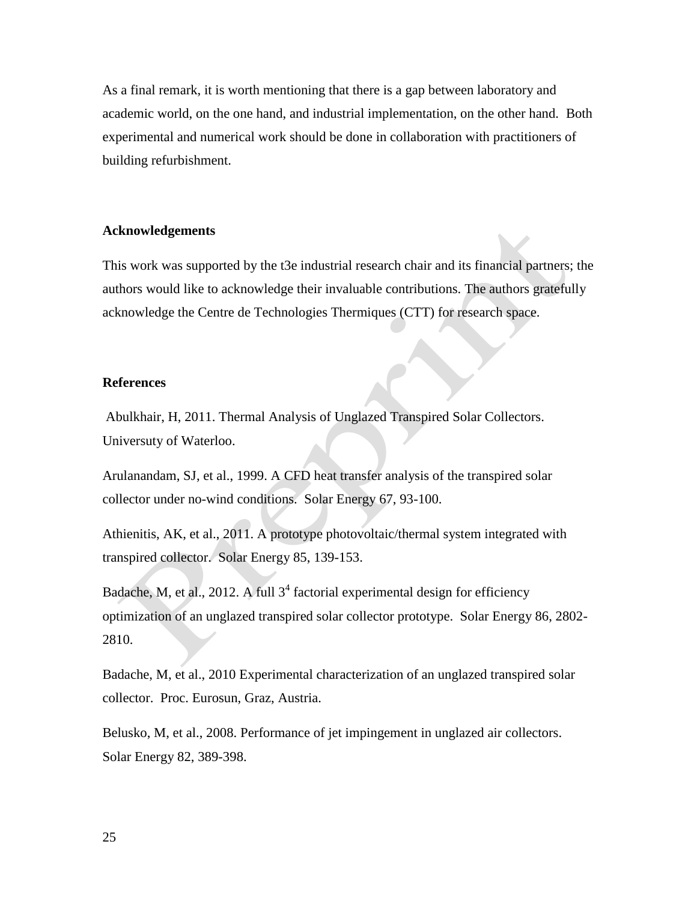As a final remark, it is worth mentioning that there is a gap between laboratory and academic world, on the one hand, and industrial implementation, on the other hand. Both experimental and numerical work should be done in collaboration with practitioners of building refurbishment.

## Acknowledgements

This work was supported by the t3e industrial research chair and its financial partners; the authors would like to acknowledge their invaluable contributions. The authors gratefully acknowledge the Centre de Technologies Thermiques (CTT) for research space.

## References

Abulkhair, H, 2011. Thermal Analysis of Unglazed Transpired Solar Collectors. Universuty of Waterloo.

Arulanandam, SJ, et al., 1999. A CFD heat transfer analysis of the transpired solar collector under no-wind conditions. Solar Energy 67, 93-100.

Athienitis, AK, et al., 2011. A prototype photovoltaic/thermal system integrated with transpired collector. Solar Energy 85, 139-153.

Badache, M, et al., 2012. A full $3^4$ factorial experimental design for efficiency optimization of an unglazed transpired solar collector prototype. Solar Energy 86, 2802-2810.

Badache, M, et al., 2010 Experimental characterization of an unglazed transpired solar collector. Proc. Eurosun, Graz, Austria.

Belusko, M, et al., 2008. Performance of jet impingement in unglazed air collectors. Solar Energy 82, 389-398.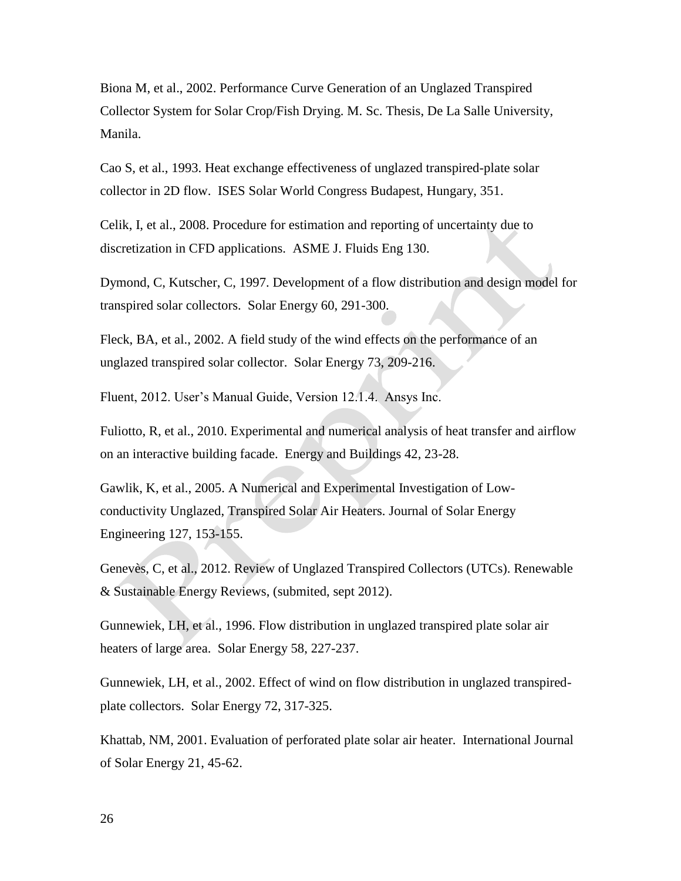Biona M, et al., 2002. Performance Curve Generation of an Unglazed Transpired Collector System for Solar Crop/Fish Drying. M. Sc. Thesis, De La Salle University, Manila.

Cao S, et al., 1993. Heat exchange effectiveness of unglazed transpired-plate solar collector in 2D flow. ISES Solar World Congress Budapest, Hungary, 351.

Celik, I, et al., 2008. Procedure for estimation and reporting of uncertainty due to discretization in CFD applications. ASME J. Fluids Eng 130.

Dymond, C, Kutscher, C, 1997. Development of a flow distribution and design model for transpired solar collectors. Solar Energy 60, 291-300.

Fleck, BA, et al., 2002. A field study of the wind effects on the performance of an unglazed transpired solar collector. Solar Energy 73, 209-216.

Fluent, 2012. User's Manual Guide, Version 12.1.4. Ansys Inc.

Fuliotto, R, et al., 2010. Experimental and numerical analysis of heat transfer and airflow on an interactive building facade. Energy and Buildings 42, 23-28.

Gawlik, K, et al., 2005. A Numerical and Experimental Investigation of Low-conductivity Unglazed, Transpired Solar Air Heaters. Journal of Solar Energy Engineering 127, 153-155.

Genevès, C, et al., 2012. Review of Unglazed Transpired Collectors (UTCs). Renewable & Sustainable Energy Reviews, (submited, sept 2012).

Gunnewiek, LH, et al., 1996. Flow distribution in unglazed transpired plate solar air heaters of large area. Solar Energy 58, 227-237.

Gunnewiek, LH, et al., 2002. Effect of wind on flow distribution in unglazed transpired-plate collectors. Solar Energy 72, 317-325.

Khattab, NM, 2001. Evaluation of perforated plate solar air heater. International Journal of Solar Energy 21, 45-62.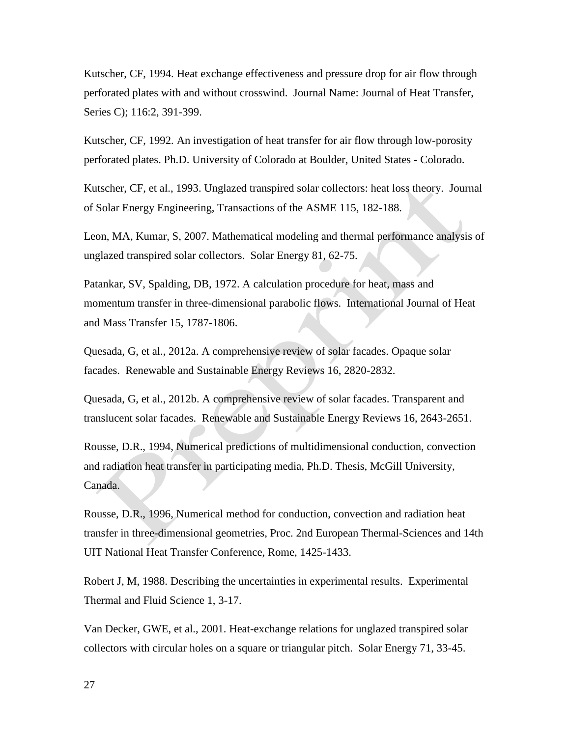Kutscher, CF, 1994. Heat exchange effectiveness and pressure drop for air flow through perforated plates with and without crosswind. Journal Name: Journal of Heat Transfer, Series C); 116:2, 391-399.

Kutscher, CF, 1992. An investigation of heat transfer for air flow through low-porosity perforated plates. Ph.D. University of Colorado at Boulder, United States - Colorado.

Kutscher, CF, et al., 1993. Unglazed transpired solar collectors: heat loss theory. Journal of Solar Energy Engineering, Transactions of the ASME 115, 182-188.

Leon, MA, Kumar, S, 2007. Mathematical modeling and thermal performance analysis of unglazed transpired solar collectors. Solar Energy 81, 62-75.

Patankar, SV, Spalding, DB, 1972. A calculation procedure for heat, mass and momentum transfer in three-dimensional parabolic flows. International Journal of Heat and Mass Transfer 15, 1787-1806.

Quesada, G, et al., 2012a. A comprehensive review of solar facades. Opaque solar facades. Renewable and Sustainable Energy Reviews 16, 2820-2832.

Quesada, G, et al., 2012b. A comprehensive review of solar facades. Transparent and translucent solar facades. Renewable and Sustainable Energy Reviews 16, 2643-2651.

Rousse, D.R., 1994, Numerical predictions of multidimensional conduction, convection and radiation heat transfer in participating media, Ph.D. Thesis, McGill University, Canada.

Rousse, D.R., 1996, Numerical method for conduction, convection and radiation heat transfer in three-dimensional geometries, Proc. 2nd European Thermal-Sciences and 14th UIT National Heat Transfer Conference, Rome, 1425-1433.

Robert J, M, 1988. Describing the uncertainties in experimental results. Experimental Thermal and Fluid Science 1, 3-17.

Van Decker, GWE, et al., 2001. Heat-exchange relations for unglazed transpired solar collectors with circular holes on a square or triangular pitch. Solar Energy 71, 33-45.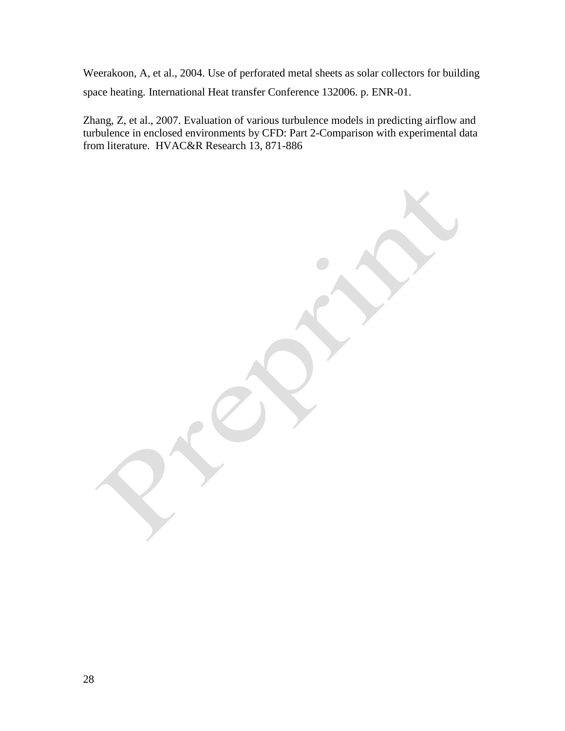Weerakoon, A, et al., 2004. Use of perforated metal sheets as solar collectors for building space heating. International Heat transfer Conference 132006. p. ENR-01.

Zhang, Z, et al., 2007. Evaluation of various turbulence models in predicting airflow and turbulence in enclosed environments by CFD: Part 2-Comparison with experimental data from literature. HVAC&R Research 13, 871-886